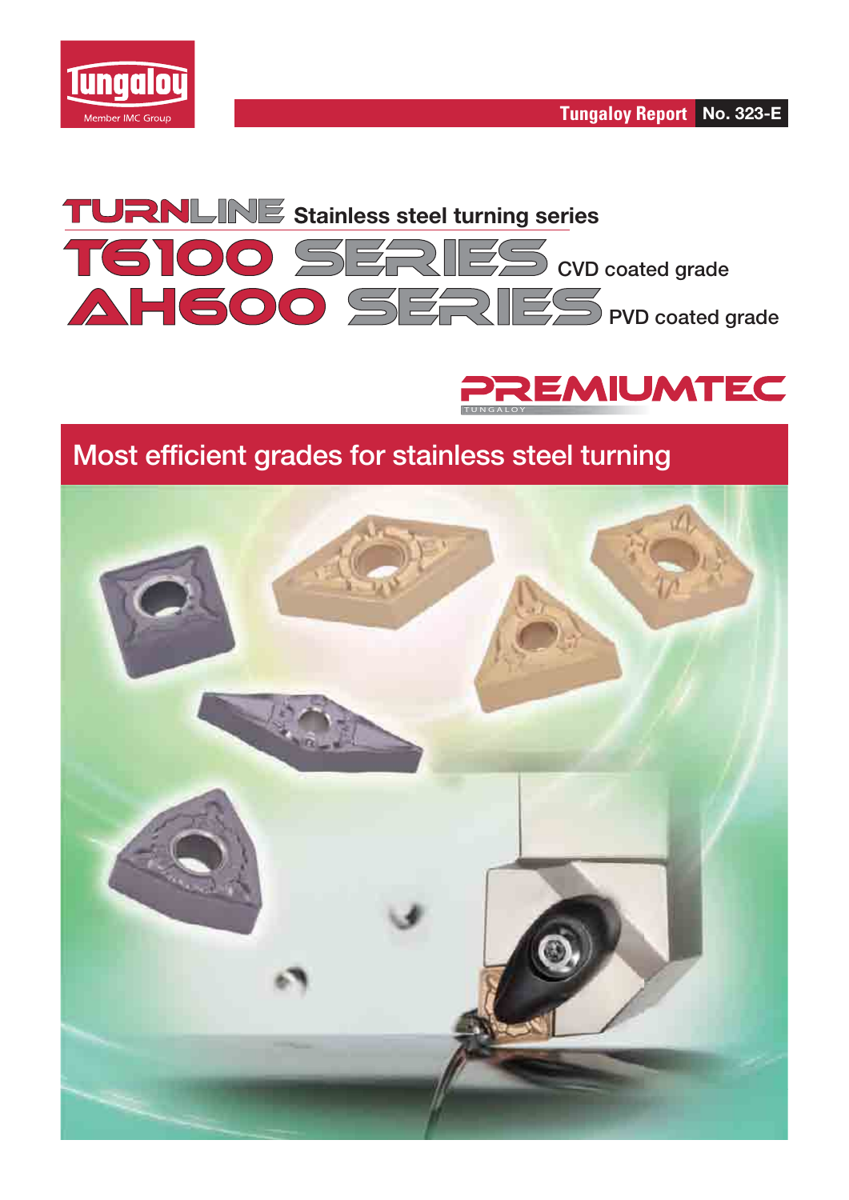Tungaloy

Member IMC Group

Tungaloy Report **No. 323-E**

# TURNLINE Stainless steel turning series

# T6100 SERIES CVD coated grade

# AH600 SERIES PVD coated grade

PREMIUMTEC

TUNGALOY

## Most efficient grades for stainless steel turning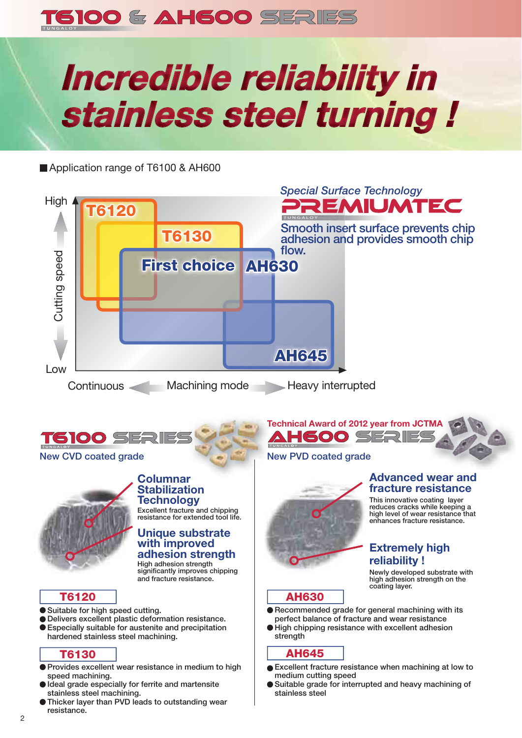# T6100 & AH600 SERIES

## Incredible reliability in stainless steel turning !

■ Application range of T6100 & AH600

High — Cutting speed — Low

T6120

T6130

First choice AH630

AH645

Continuous — Machining mode — Heavy interrupted

*Special Surface Technology*

**PREMIUMTEC**

Smooth insert surface prevents chip adhesion and provides smooth chip flow.

## T6100 SERIES

New CVD coated grade

### Columnar Stabilization Technology

Excellent fracture and chipping resistance for extended tool life.

### Unique substrate with improved adhesion strength

High adhesion strength significantly improves chipping and fracture resistance.

### T6120

- Suitable for high speed cutting.
- Delivers excellent plastic deformation resistance.
- Especially suitable for austenite and precipitation hardened stainless steel machining.

### T6130

- Provides excellent wear resistance in medium to high speed machining.
- Ideal grade especially for ferrite and martensite stainless steel machining.
- Thicker layer than PVD leads to outstanding wear resistance.

Technical Award of 2012 year from JCTMA

## AH600 SERIES

New PVD coated grade

### Advanced wear and fracture resistance

This innovative coating layer reduces cracks while keeping a high level of wear resistance that enhances fracture resistance.

### Extremely high reliability !

Newly developed substrate with high adhesion strength on the coating layer.

### AH630

- Recommended grade for general machining with its perfect balance of fracture and wear resistance
- High chipping resistance with excellent adhesion strength

### AH645

- Excellent fracture resistance when machining at low to medium cutting speed
- Suitable grade for interrupted and heavy machining of stainless steel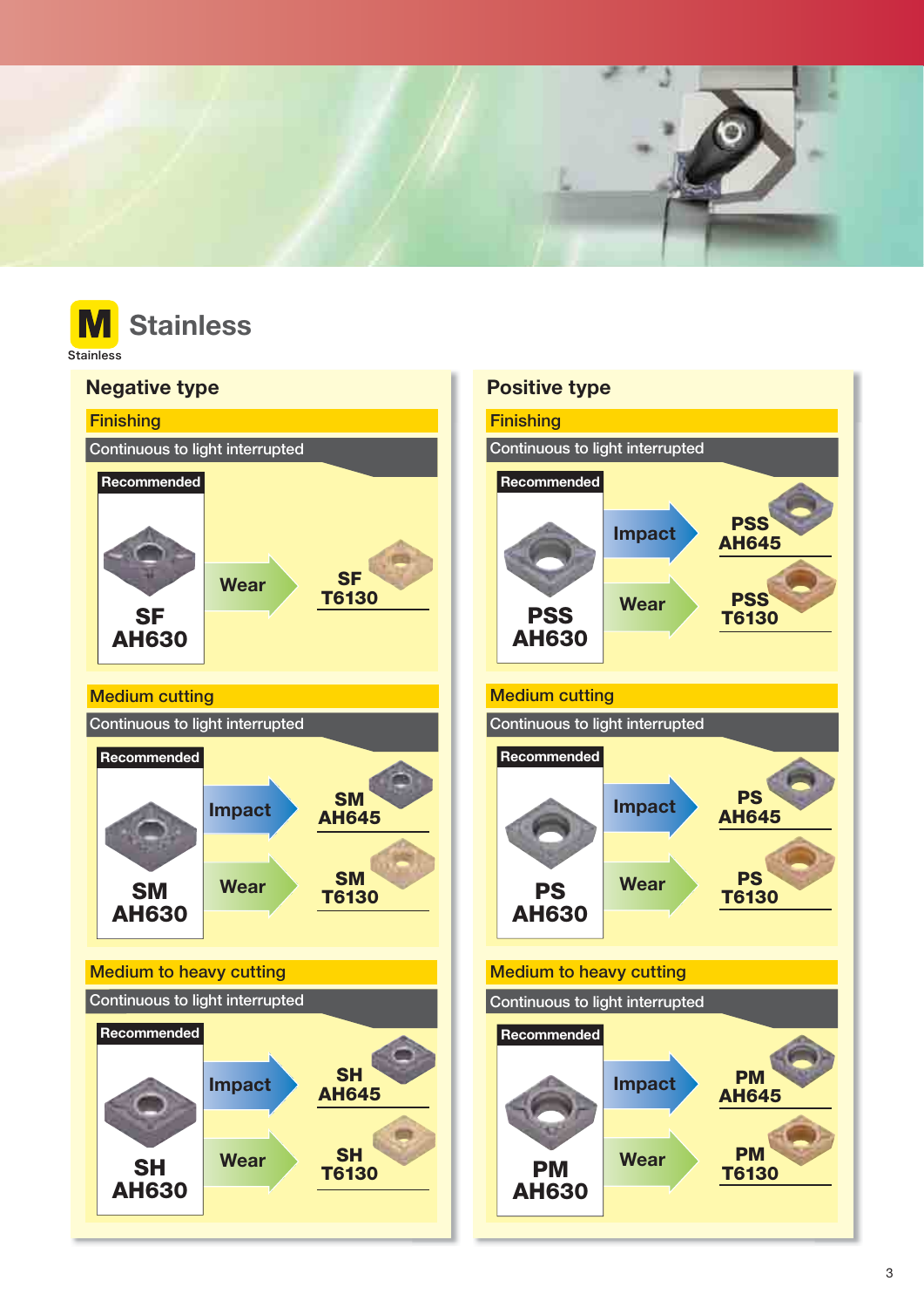# M Stainless

Stainless

## Negative type

### Finishing

Continuous to light interrupted

| Recommended | | |
|---|---|---|
| SF AH630 | Wear | SF T6130 |

### Medium cutting

Continuous to light interrupted

| Recommended | | |
|---|---|---|
| SM AH630 | Impact | SM AH645 |
| | Wear | SM T6130 |

### Medium to heavy cutting

Continuous to light interrupted

| Recommended | | |
|---|---|---|
| SH AH630 | Impact | SH AH645 |
| | Wear | SH T6130 |

## Positive type

### Finishing

Continuous to light interrupted

| Recommended | | |
|---|---|---|
| PSS AH630 | Impact | PSS AH645 |
| | Wear | PSS T6130 |

### Medium cutting

Continuous to light interrupted

| Recommended | | |
|---|---|---|
| PS AH630 | Impact | PS AH645 |
| | Wear | PS T6130 |

### Medium to heavy cutting

Continuous to light interrupted

| Recommended | | |
|---|---|---|
| PM AH630 | Impact | PM AH645 |
| | Wear | PM T6130 |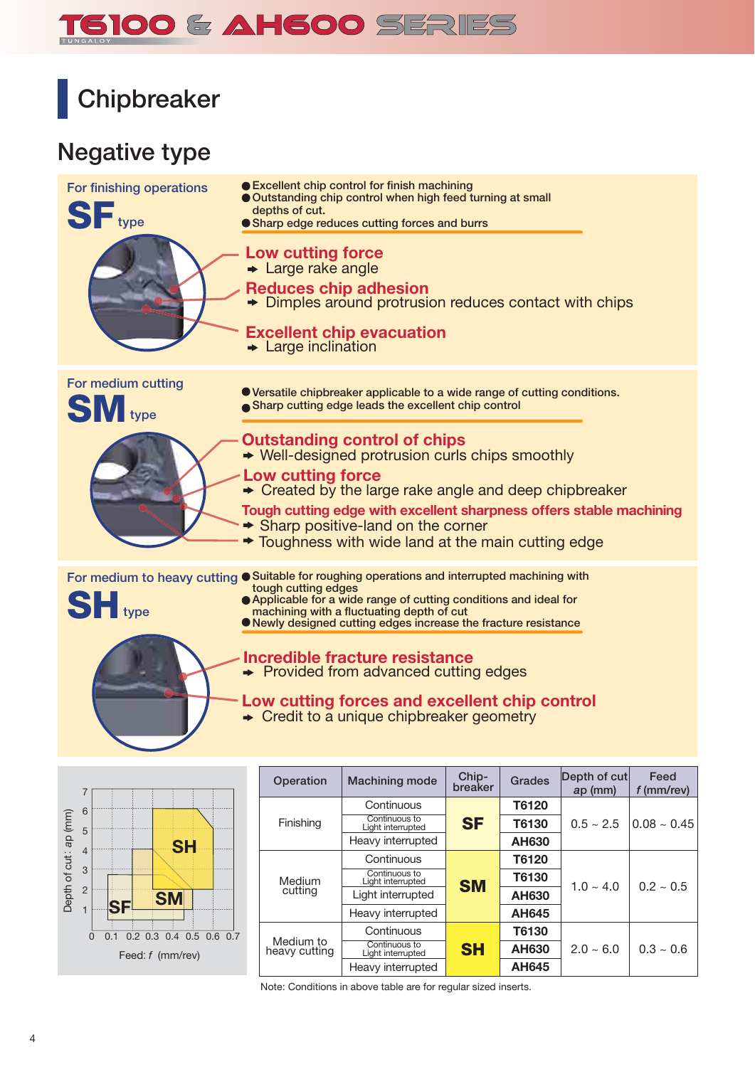# Chipbreaker

## Negative type

### For finishing operations

**SF** type

- Excellent chip control for finish machining
- Outstanding chip control when high feed turning at small depths of cut.
- Sharp edge reduces cutting forces and burrs

**Low cutting force**
➡ Large rake angle

**Reduces chip adhesion**
➡ Dimples around protrusion reduces contact with chips

**Excellent chip evacuation**
➡ Large inclination

### For medium cutting

**SM** type

- Versatile chipbreaker applicable to a wide range of cutting conditions.
- Sharp cutting edge leads the excellent chip control

**Outstanding control of chips**
➡ Well-designed protrusion curls chips smoothly

**Low cutting force**
➡ Created by the large rake angle and deep chipbreaker

**Tough cutting edge with excellent sharpness offers stable machining**
➡ Sharp positive-land on the corner
➡ Toughness with wide land at the main cutting edge

### For medium to heavy cutting

**SH** type

- Suitable for roughing operations and interrupted machining with tough cutting edges
- Applicable for a wide range of cutting conditions and ideal for machining with a fluctuating depth of cut
- Newly designed cutting edges increase the fracture resistance

**Incredible fracture resistance**
➡ Provided from advanced cutting edges

**Low cutting forces and excellent chip control**
➡ Credit to a unique chipbreaker geometry

| Operation | Machining mode | Chip-breaker | Grades | Depth of cut ap (mm) | Feed f (mm/rev) |
|---|---|---|---|---|---|
| Finishing | Continuous | SF | T6120 | 0.5 ~ 2.5 | 0.08 ~ 0.45 |
| | Continuous to Light interrupted | | T6130 | | |
| | Heavy interrupted | | AH630 | | |
| Medium cutting | Continuous | SM | T6120 | 1.0 ~ 4.0 | 0.2 ~ 0.5 |
| | Continuous to Light interrupted | | T6130 | | |
| | Light interrupted | | AH630 | | |
| | Heavy interrupted | | AH645 | | |
| Medium to heavy cutting | Continuous | SH | T6130 | 2.0 ~ 6.0 | 0.3 ~ 0.6 |
| | Continuous to Light interrupted | | AH630 | | |
| | Heavy interrupted | | AH645 | | |

Note: Conditions in above table are for regular sized inserts.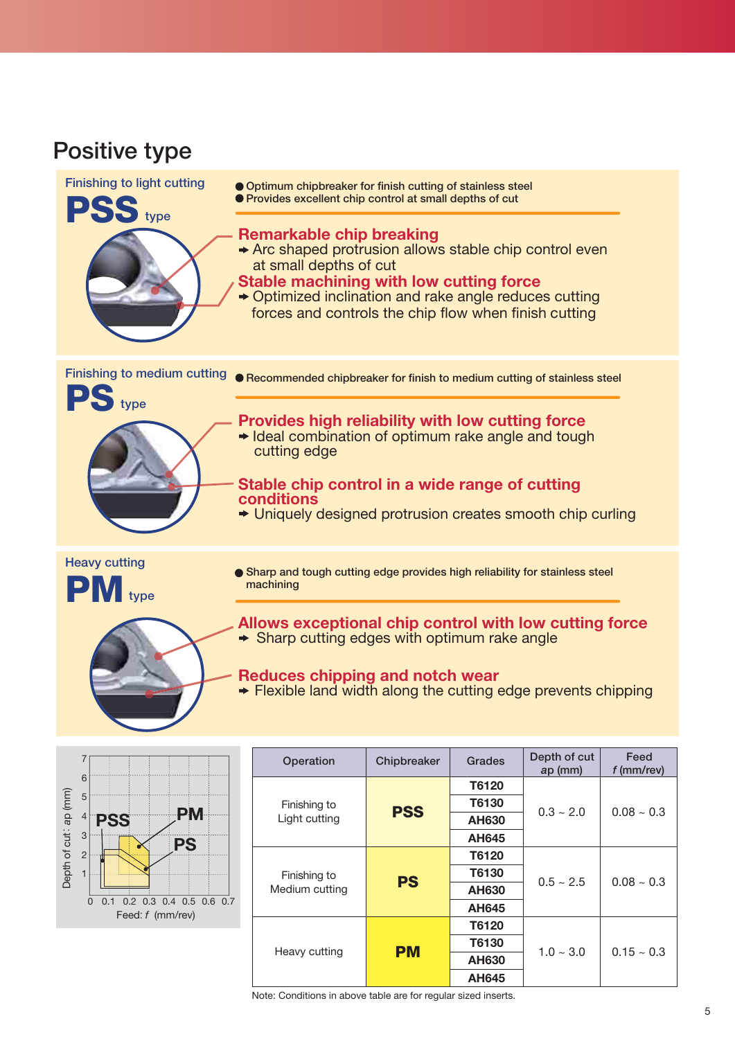# Positive type

## Finishing to light cutting

### PSS type

- Optimum chipbreaker for finish cutting of stainless steel
- Provides excellent chip control at small depths of cut

**Remarkable chip breaking**

➡ Arc shaped protrusion allows stable chip control even at small depths of cut

**Stable machining with low cutting force**

➡ Optimized inclination and rake angle reduces cutting forces and controls the chip flow when finish cutting

## Finishing to medium cutting

### PS type

- Recommended chipbreaker for finish to medium cutting of stainless steel

**Provides high reliability with low cutting force**

➡ Ideal combination of optimum rake angle and tough cutting edge

**Stable chip control in a wide range of cutting conditions**

➡ Uniquely designed protrusion creates smooth chip curling

## Heavy cutting

### PM type

- Sharp and tough cutting edge provides high reliability for stainless steel machining

**Allows exceptional chip control with low cutting force**

➡ Sharp cutting edges with optimum rake angle

**Reduces chipping and notch wear**

➡ Flexible land width along the cutting edge prevents chipping

| Operation | Chipbreaker | Grades | Depth of cut ap (mm) | Feed f (mm/rev) |
|---|---|---|---|---|
| Finishing to Light cutting | PSS | T6120 | 0.3 ~ 2.0 | 0.08 ~ 0.3 |
| | | T6130 | | |
| | | AH630 | | |
| | | AH645 | | |
| Finishing to Medium cutting | PS | T6120 | 0.5 ~ 2.5 | 0.08 ~ 0.3 |
| | | T6130 | | |
| | | AH630 | | |
| | | AH645 | | |
| Heavy cutting | PM | T6120 | 1.0 ~ 3.0 | 0.15 ~ 0.3 |
| | | T6130 | | |
| | | AH630 | | |
| | | AH645 | | |

Note: Conditions in above table are for regular sized inserts.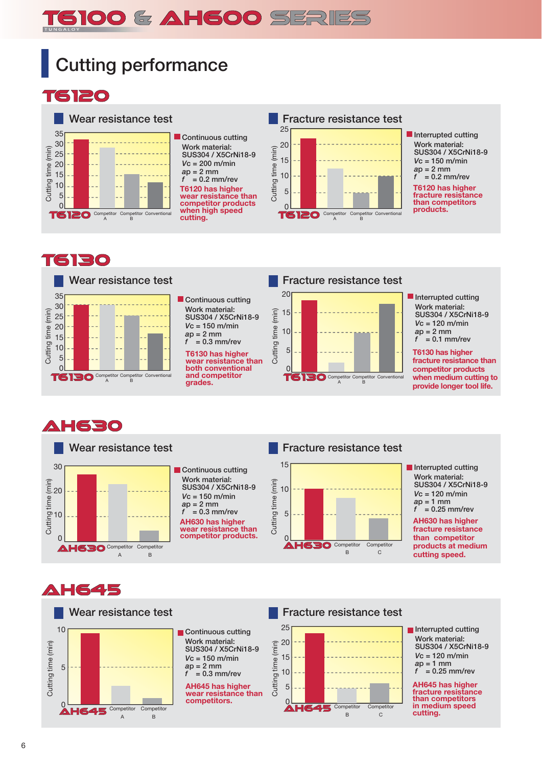# Cutting performance

## T6120

### Wear resistance test

Cutting time (min): 0, 5, 10, 15, 20, 25, 30, 35

T6120 | Competitor A | Competitor B | Conventional

Continuous cutting
Work material: SUS304 / X5CrNi18-9
$Vc$ = 200 m/min
$ap$ = 2 mm
$f$ = 0.2 mm/rev

**T6120 has higher wear resistance than competitor products when high speed cutting.**

### Fracture resistance test

Cutting time (min): 0, 5, 10, 15, 20, 25

T6120 | Competitor A | Competitor B | Conventional

Interrupted cutting
Work material: SUS304 / X5CrNi18-9
$Vc$ = 150 m/min
$ap$ = 2 mm
$f$ = 0.2 mm/rev

**T6120 has higher fracture resistance than competitors products.**

## T6130

### Wear resistance test

Cutting time (min): 0, 5, 10, 15, 20, 25, 30, 35

T6130 | Competitor A | Competitor B | Conventional

Continuous cutting
Work material: SUS304 / X5CrNi18-9
$Vc$ = 150 m/min
$ap$ = 2 mm
$f$ = 0.3 mm/rev

**T6130 has higher wear resistance than both conventional and competitor grades.**

### Fracture resistance test

Cutting time (min): 0, 5, 10, 15, 20

T6130 | Competitor A | Competitor B | Conventional

Interrupted cutting
Work material: SUS304 / X5CrNi18-9
$Vc$ = 120 m/min
$ap$ = 2 mm
$f$ = 0.1 mm/rev

**T6130 has higher fracture resistance than competitor products when medium cutting to provide longer tool life.**

## AH630

### Wear resistance test

Cutting time (min): 0, 10, 20, 30

AH630 | Competitor A | Competitor B

Continuous cutting
Work material: SUS304 / X5CrNi18-9
$Vc$ = 150 m/min
$ap$ = 2 mm
$f$ = 0.3 mm/rev

**AH630 has higher wear resistance than competitor products.**

### Fracture resistance test

Cutting time (min): 0, 5, 10, 15

AH630 | Competitor B | Competitor C

Interrupted cutting
Work material: SUS304 / X5CrNi18-9
$Vc$ = 120 m/min
$ap$ = 1 mm
$f$ = 0.25 mm/rev

**AH630 has higher fracture resistance than competitor products at medium cutting speed.**

## AH645

### Wear resistance test

Cutting time (min): 0, 5, 10

AH645 | Competitor A | Competitor B

Continuous cutting
Work material: SUS304 / X5CrNi18-9
$Vc$ = 150 m/min
$ap$ = 2 mm
$f$ = 0.3 mm/rev

**AH645 has higher wear resistance than competitors.**

### Fracture resistance test

Cutting time (min): 0, 5, 10, 15, 20, 25

AH645 | Competitor B | Competitor C

Interrupted cutting
Work material: SUS304 / X5CrNi18-9
$Vc$ = 120 m/min
$ap$ = 1 mm
$f$ = 0.25 mm/rev

**AH645 has higher fracture resistance than competitors in medium speed cutting.**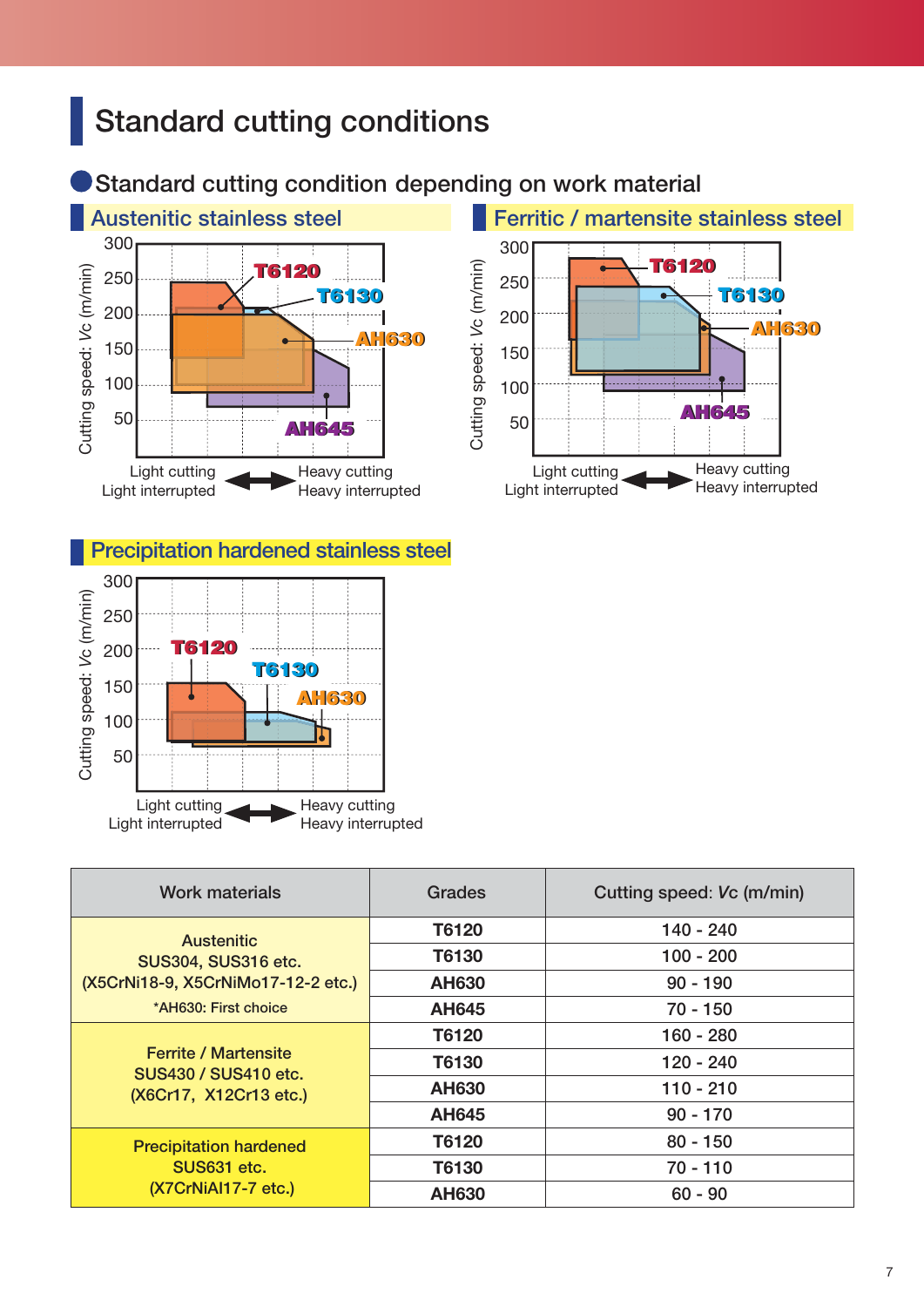# Standard cutting conditions

## Standard cutting condition depending on work material

### Austenitic stainless steel

Cutting speed: *Vc* (m/min)

300, 250, 200, 150, 100, 50

T6120, T6130, AH630, AH645

Light cutting / Light interrupted ↔ Heavy cutting / Heavy interrupted

### Ferritic / martensite stainless steel

Cutting speed: *Vc* (m/min)

300, 250, 200, 150, 100, 50

T6120, T6130, AH630, AH645

Light cutting / Light interrupted ↔ Heavy cutting / Heavy interrupted

### Precipitation hardened stainless steel

Cutting speed: *Vc* (m/min)

300, 250, 200, 150, 100, 50

T6120, T6130, AH630

Light cutting / Light interrupted ↔ Heavy cutting / Heavy interrupted

| Work materials | Grades | Cutting speed: *Vc* (m/min) |
|---|---|---|
| Austenitic<br>SUS304, SUS316 etc.<br>(X5CrNi18-9, X5CrNiMo17-12-2 etc.)<br>*AH630: First choice | T6120 | 140 - 240 |
| | T6130 | 100 - 200 |
| | AH630 | 90 - 190 |
| | AH645 | 70 - 150 |
| Ferrite / Martensite<br>SUS430 / SUS410 etc.<br>(X6Cr17, X12Cr13 etc.) | T6120 | 160 - 280 |
| | T6130 | 120 - 240 |
| | AH630 | 110 - 210 |
| | AH645 | 90 - 170 |
| Precipitation hardened<br>SUS631 etc.<br>(X7CrNiAl17-7 etc.) | T6120 | 80 - 150 |
| | T6130 | 70 - 110 |
| | AH630 | 60 - 90 |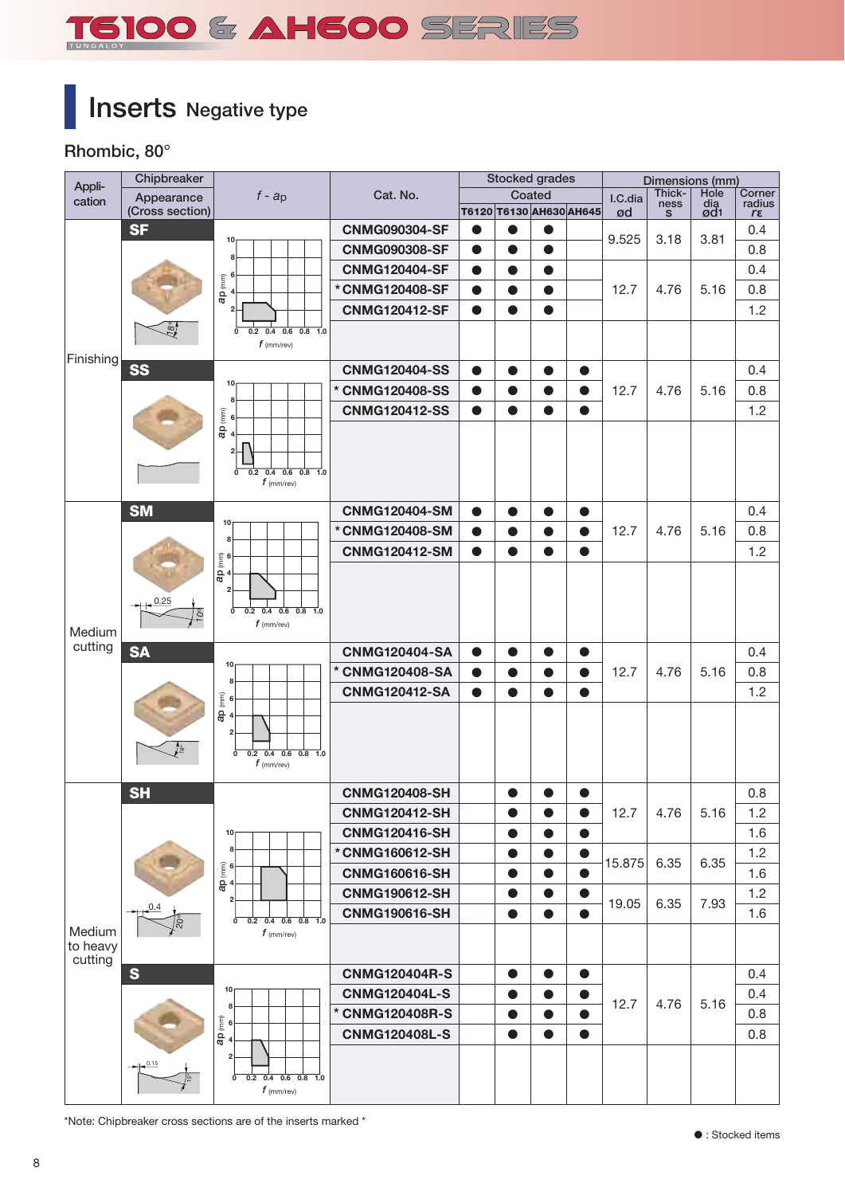# Inserts Negative type

## Rhombic, 80°

| Application | Chipbreaker | Cat. No. | T6120 | T6130 | AH630 | AH645 | I.C.dia ød | Thickness s | Hole dia ød1 | Corner radius rε |
|---|---|---|---|---|---|---|---|---|---|---|
| Finishing | SF | CNMG090304-SF | ● | ● | ● | | 9.525 | 3.18 | 3.81 | 0.4 |
| | | CNMG090308-SF | ● | ● | ● | | | | | 0.8 |
| | | CNMG120404-SF | ● | ● | ● | | 12.7 | 4.76 | 5.16 | 0.4 |
| | | * CNMG120408-SF | ● | ● | ● | | | | | 0.8 |
| | | CNMG120412-SF | ● | ● | ● | | | | | 1.2 |
| | SS | CNMG120404-SS | ● | ● | ● | ● | 12.7 | 4.76 | 5.16 | 0.4 |
| | | * CNMG120408-SS | ● | ● | ● | ● | | | | 0.8 |
| | | CNMG120412-SS | ● | ● | ● | ● | | | | 1.2 |
| Medium cutting | SM | CNMG120404-SM | ● | ● | ● | ● | 12.7 | 4.76 | 5.16 | 0.4 |
| | | * CNMG120408-SM | ● | ● | ● | ● | | | | 0.8 |
| | | CNMG120412-SM | ● | ● | ● | ● | | | | 1.2 |
| | SA | CNMG120404-SA | ● | ● | ● | ● | 12.7 | 4.76 | 5.16 | 0.4 |
| | | * CNMG120408-SA | ● | ● | ● | ● | | | | 0.8 |
| | | CNMG120412-SA | ● | ● | ● | ● | | | | 1.2 |
| Medium to heavy cutting | SH | CNMG120408-SH | | ● | ● | ● | 12.7 | 4.76 | 5.16 | 0.8 |
| | | CNMG120412-SH | | ● | ● | ● | | | | 1.2 |
| | | CNMG120416-SH | | ● | ● | ● | | | | 1.6 |
| | | * CNMG160612-SH | | ● | ● | ● | 15.875 | 6.35 | 6.35 | 1.2 |
| | | CNMG160616-SH | | ● | ● | ● | | | | 1.6 |
| | | CNMG190612-SH | | ● | ● | ● | 19.05 | 6.35 | 7.93 | 1.2 |
| | | CNMG190616-SH | | ● | ● | ● | | | | 1.6 |
| | S | CNMG120404R-S | | ● | ● | ● | 12.7 | 4.76 | 5.16 | 0.4 |
| | | CNMG120404L-S | | ● | ● | ● | | | | 0.4 |
| | | * CNMG120408R-S | | ● | ● | ● | | | | 0.8 |
| | | CNMG120408L-S | | ● | ● | ● | | | | 0.8 |

Stocked grades: Coated (T6120, T6130, AH630, AH645). Dimensions (mm).

*Note: Chipbreaker cross sections are of the inserts marked *

● : Stocked items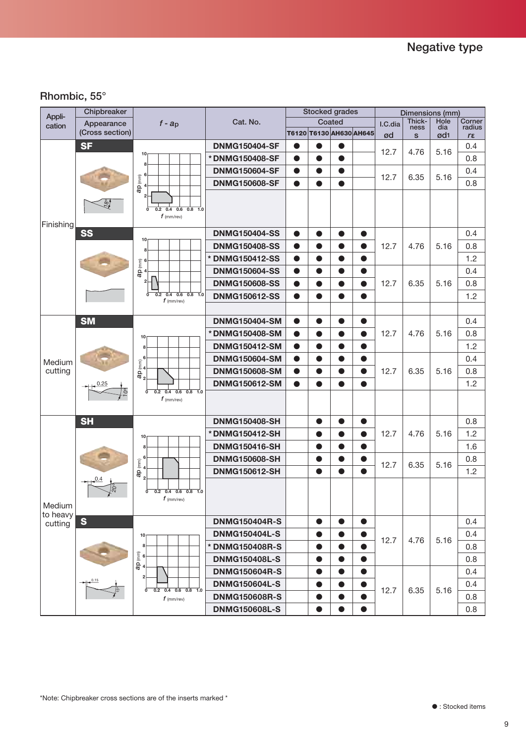## Negative type

### Rhombic, 55°

| Application | Chipbreaker | f - ap | Cat. No. | T6120 | T6130 | AH630 | AH645 | I.C.dia ød | Thickness s | Hole dia ød1 | Corner radius rε |
|---|---|---|---|---|---|---|---|---|---|---|---|
| Finishing | SF | | DNMG150404-SF | ● | ● | ● | | 12.7 | 4.76 | 5.16 | 0.4 |
| | | | * DNMG150408-SF | ● | ● | ● | | | | | 0.8 |
| | | | DNMG150604-SF | ● | ● | ● | | 12.7 | 6.35 | 5.16 | 0.4 |
| | | | DNMG150608-SF | ● | ● | ● | | | | | 0.8 |
| | SS | | DNMG150404-SS | ● | ● | ● | ● | 12.7 | 4.76 | 5.16 | 0.4 |
| | | | DNMG150408-SS | ● | ● | ● | ● | | | | 0.8 |
| | | | * DNMG150412-SS | ● | ● | ● | ● | | | | 1.2 |
| | | | DNMG150604-SS | ● | ● | ● | ● | 12.7 | 6.35 | 5.16 | 0.4 |
| | | | DNMG150608-SS | ● | ● | ● | ● | | | | 0.8 |
| | | | DNMG150612-SS | ● | ● | ● | ● | | | | 1.2 |
| Medium cutting | SM | | DNMG150404-SM | ● | ● | ● | ● | 12.7 | 4.76 | 5.16 | 0.4 |
| | | | * DNMG150408-SM | ● | ● | ● | ● | | | | 0.8 |
| | | | DNMG150412-SM | ● | ● | ● | ● | | | | 1.2 |
| | | | DNMG150604-SM | ● | ● | ● | ● | 12.7 | 6.35 | 5.16 | 0.4 |
| | | | DNMG150608-SM | ● | ● | ● | ● | | | | 0.8 |
| | | | DNMG150612-SM | ● | ● | ● | ● | | | | 1.2 |
| Medium to heavy cutting | SH | | DNMG150408-SH | | ● | ● | ● | 12.7 | 4.76 | 5.16 | 0.8 |
| | | | * DNMG150412-SH | | ● | ● | ● | | | | 1.2 |
| | | | DNMG150416-SH | | ● | ● | ● | | | | 1.6 |
| | | | DNMG150608-SH | | ● | ● | ● | 12.7 | 6.35 | 5.16 | 0.8 |
| | | | DNMG150612-SH | | ● | ● | ● | | | | 1.2 |
| | S | | DNMG150404R-S | | ● | ● | ● | 12.7 | 4.76 | 5.16 | 0.4 |
| | | | DNMG150404L-S | | ● | ● | ● | | | | 0.4 |
| | | | * DNMG150408R-S | | ● | ● | ● | | | | 0.8 |
| | | | DNMG150408L-S | | ● | ● | ● | | | | 0.8 |
| | | | DNMG150604R-S | | ● | ● | ● | 12.7 | 6.35 | 5.16 | 0.4 |
| | | | DNMG150604L-S | | ● | ● | ● | | | | 0.4 |
| | | | DNMG150608R-S | | ● | ● | ● | | | | 0.8 |
| | | | DNMG150608L-S | | ● | ● | ● | | | | 0.8 |

Stocked grades: Coated (T6120, T6130, AH630, AH645). Dimensions (mm).

*Note: Chipbreaker cross sections are of the inserts marked *

● : Stocked items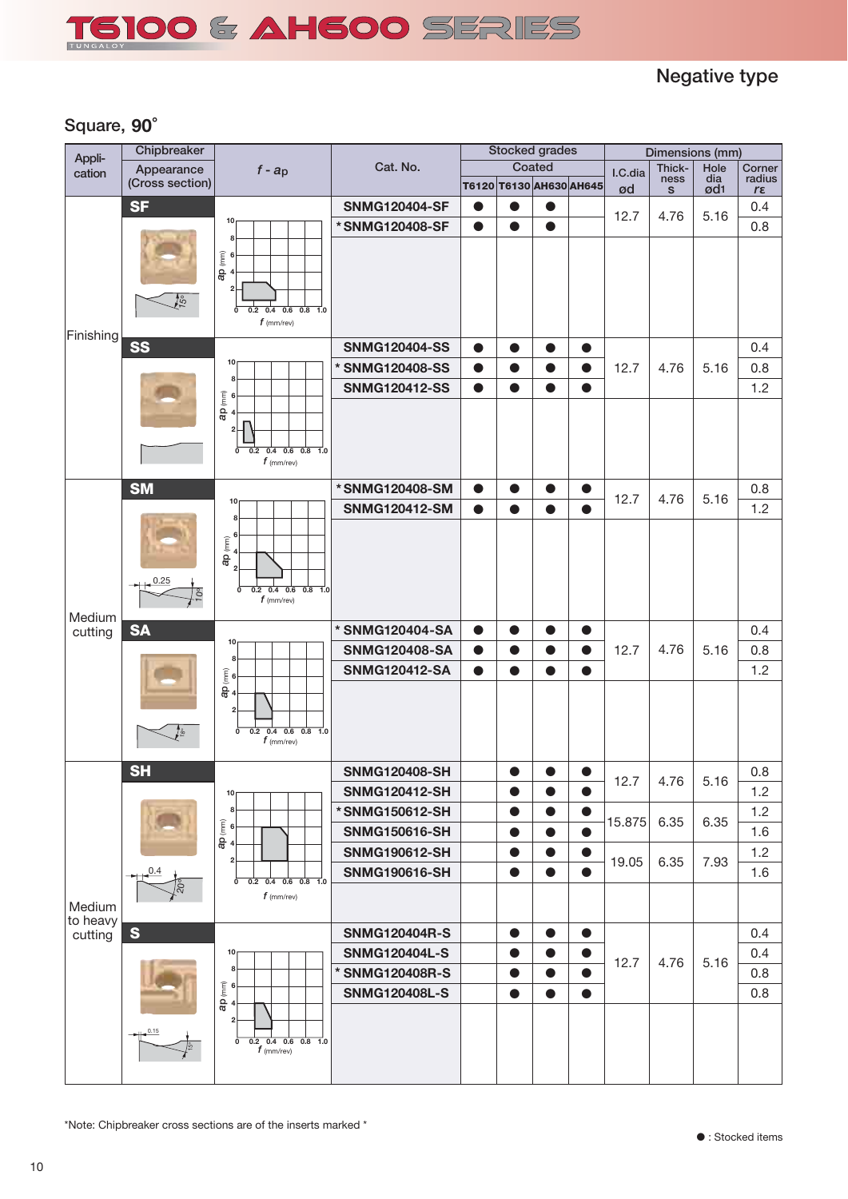# T6100 & AH600 SERIES

Negative type

## Square, 90°

| Application | Chipbreaker | Cat. No. | T6120 | T6130 | AH630 | AH645 | I.C.dia ød | Thickness s | Hole dia ød1 | Corner radius rε |
|---|---|---|---|---|---|---|---|---|---|---|
| Finishing | SF | SNMG120404-SF | ● | ● | ● | | 12.7 | 4.76 | 5.16 | 0.4 |
| | | *SNMG120408-SF | ● | ● | ● | | | | | 0.8 |
| | SS | SNMG120404-SS | ● | ● | ● | ● | 12.7 | 4.76 | 5.16 | 0.4 |
| | | *SNMG120408-SS | ● | ● | ● | ● | | | | 0.8 |
| | | SNMG120412-SS | ● | ● | ● | ● | | | | 1.2 |
| Medium cutting | SM | *SNMG120408-SM | ● | ● | ● | ● | 12.7 | 4.76 | 5.16 | 0.8 |
| | | SNMG120412-SM | ● | ● | ● | ● | | | | 1.2 |
| | SA | *SNMG120404-SA | ● | ● | ● | ● | 12.7 | 4.76 | 5.16 | 0.4 |
| | | SNMG120408-SA | ● | ● | ● | ● | | | | 0.8 |
| | | SNMG120412-SA | ● | ● | ● | ● | | | | 1.2 |
| Medium to heavy cutting | SH | SNMG120408-SH | | ● | ● | ● | 12.7 | 4.76 | 5.16 | 0.8 |
| | | SNMG120412-SH | | ● | ● | ● | | | | 1.2 |
| | | *SNMG150612-SH | | ● | ● | ● | 15.875 | 6.35 | 6.35 | 1.2 |
| | | SNMG150616-SH | | ● | ● | ● | | | | 1.6 |
| | | SNMG190612-SH | | ● | ● | ● | 19.05 | 6.35 | 7.93 | 1.2 |
| | | SNMG190616-SH | | ● | ● | ● | | | | 1.6 |
| | S | SNMG120404R-S | | ● | ● | ● | 12.7 | 4.76 | 5.16 | 0.4 |
| | | SNMG120404L-S | | ● | ● | ● | | | | 0.4 |
| | | *SNMG120408R-S | | ● | ● | ● | | | | 0.8 |
| | | SNMG120408L-S | | ● | ● | ● | | | | 0.8 |

Stocked grades: Coated (T6120, T6130, AH630, AH645). Dimensions (mm).

*Note: Chipbreaker cross sections are of the inserts marked *

● : Stocked items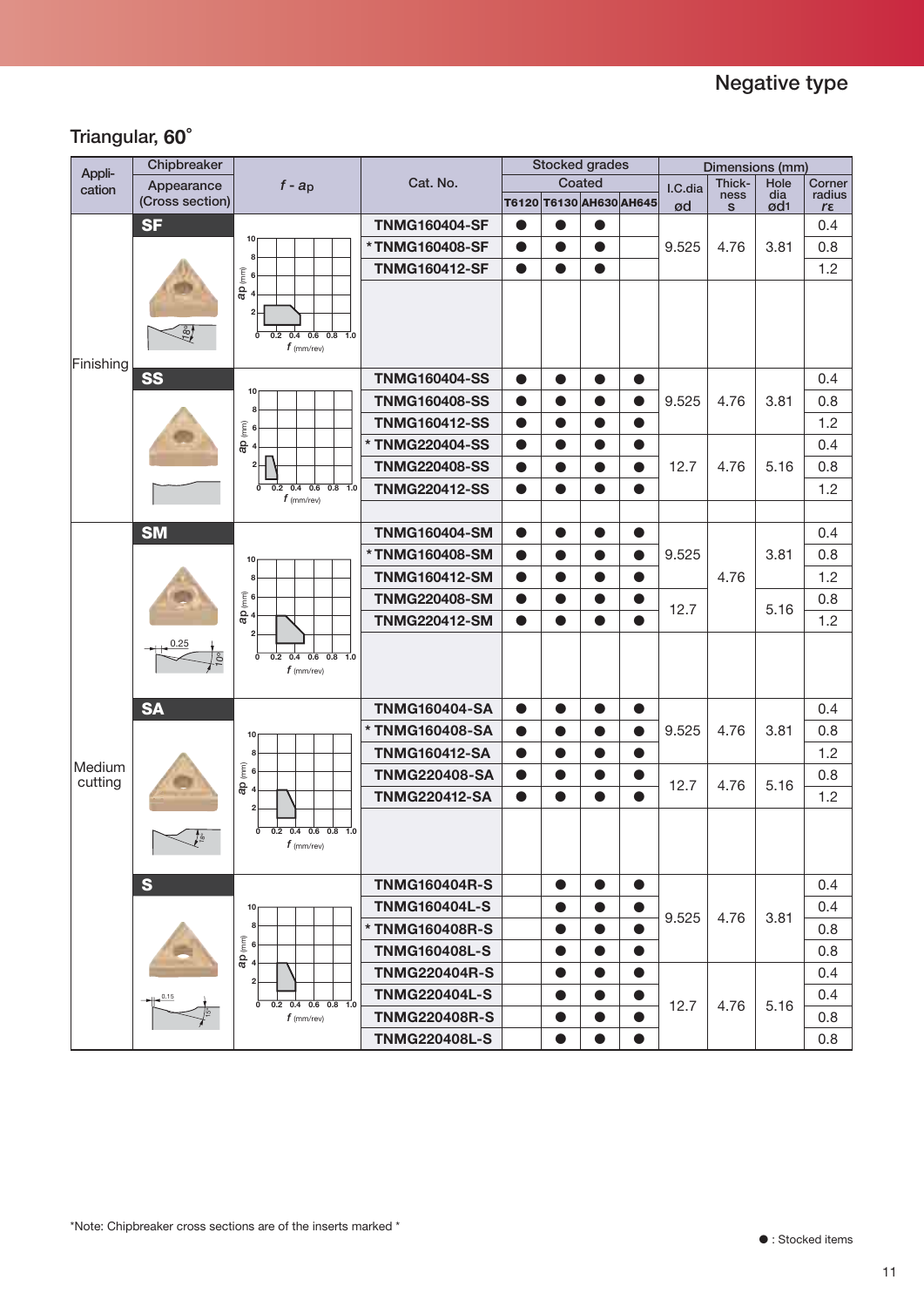## Negative type

### Triangular, 60˚

| Application | Chipbreaker | f - ap | Cat. No. | T6120 | T6130 | AH630 | AH645 | I.C.dia ød | Thickness s | Hole dia ød1 | Corner radius rε |
|---|---|---|---|---|---|---|---|---|---|---|---|
| Finishing | SF | | TNMG160404-SF | ● | ● | ● | | 9.525 | 4.76 | 3.81 | 0.4 |
| | | | *TNMG160408-SF | ● | ● | ● | | | | | 0.8 |
| | | | TNMG160412-SF | ● | ● | ● | | | | | 1.2 |
| | SS | | TNMG160404-SS | ● | ● | ● | ● | 9.525 | 4.76 | 3.81 | 0.4 |
| | | | TNMG160408-SS | ● | ● | ● | ● | | | | 0.8 |
| | | | TNMG160412-SS | ● | ● | ● | ● | | | | 1.2 |
| | | | *TNMG220404-SS | ● | ● | ● | ● | 12.7 | 4.76 | 5.16 | 0.4 |
| | | | TNMG220408-SS | ● | ● | ● | ● | | | | 0.8 |
| | | | TNMG220412-SS | ● | ● | ● | ● | | | | 1.2 |
| Medium cutting | SM | | TNMG160404-SM | ● | ● | ● | ● | 9.525 | 4.76 | 3.81 | 0.4 |
| | | | *TNMG160408-SM | ● | ● | ● | ● | | | | 0.8 |
| | | | TNMG160412-SM | ● | ● | ● | ● | | | | 1.2 |
| | | | TNMG220408-SM | ● | ● | ● | ● | 12.7 | | 5.16 | 0.8 |
| | | | TNMG220412-SM | ● | ● | ● | ● | | | | 1.2 |
| | SA | | TNMG160404-SA | ● | ● | ● | ● | 9.525 | 4.76 | 3.81 | 0.4 |
| | | | *TNMG160408-SA | ● | ● | ● | ● | | | | 0.8 |
| | | | TNMG160412-SA | ● | ● | ● | ● | | | | 1.2 |
| | | | TNMG220408-SA | ● | ● | ● | ● | 12.7 | 4.76 | 5.16 | 0.8 |
| | | | TNMG220412-SA | ● | ● | ● | ● | | | | 1.2 |
| | S | | TNMG160404R-S | | ● | ● | ● | 9.525 | 4.76 | 3.81 | 0.4 |
| | | | TNMG160404L-S | | ● | ● | ● | | | | 0.4 |
| | | | *TNMG160408R-S | | ● | ● | ● | | | | 0.8 |
| | | | TNMG160408L-S | | ● | ● | ● | | | | 0.8 |
| | | | TNMG220404R-S | | ● | ● | ● | 12.7 | 4.76 | 5.16 | 0.4 |
| | | | TNMG220404L-S | | ● | ● | ● | | | | 0.4 |
| | | | TNMG220408R-S | | ● | ● | ● | | | | 0.8 |
| | | | TNMG220408L-S | | ● | ● | ● | | | | 0.8 |

Stocked grades: Coated (T6120, T6130, AH630, AH645). Dimensions (mm).

*Note: Chipbreaker cross sections are of the inserts marked *

● : Stocked items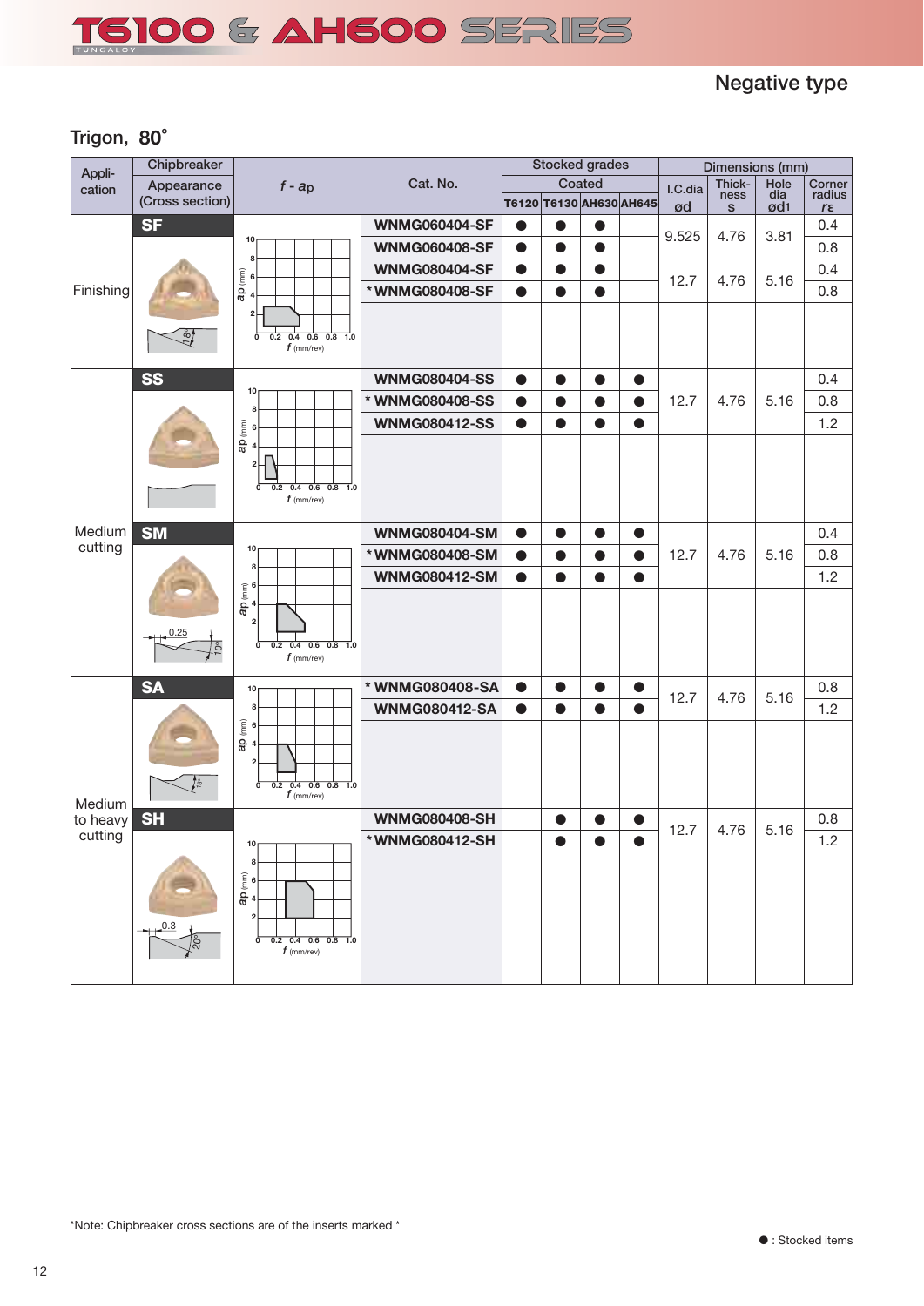# T6100 & AH600 SERIES

## Negative type

### Trigon, 80°

| Application | Chipbreaker Appearance (Cross section) | f - ap | Cat. No. | T6120 | T6130 | AH630 | AH645 | I.C.dia ød | Thickness s | Hole dia ød1 | Corner radius rε |
|---|---|---|---|---|---|---|---|---|---|---|---|
| | | | | Stocked grades | | | | Dimensions (mm) | | | |
| | | | | Coated | | | | | | | |
| Finishing | SF | | WNMG060404-SF | ● | ● | ● | | 9.525 | 4.76 | 3.81 | 0.4 |
| | | | WNMG060408-SF | ● | ● | ● | | | | | 0.8 |
| | | | WNMG080404-SF | ● | ● | ● | | 12.7 | 4.76 | 5.16 | 0.4 |
| | | | * WNMG080408-SF | ● | ● | ● | | | | | 0.8 |
| Medium cutting | SS | | WNMG080404-SS | ● | ● | ● | ● | 12.7 | 4.76 | 5.16 | 0.4 |
| | | | * WNMG080408-SS | ● | ● | ● | ● | | | | 0.8 |
| | | | WNMG080412-SS | ● | ● | ● | ● | | | | 1.2 |
| | SM | | WNMG080404-SM | ● | ● | ● | ● | 12.7 | 4.76 | 5.16 | 0.4 |
| | | | * WNMG080408-SM | ● | ● | ● | ● | | | | 0.8 |
| | | | WNMG080412-SM | ● | ● | ● | ● | | | | 1.2 |
| Medium to heavy cutting | SA | | * WNMG080408-SA | ● | ● | ● | ● | 12.7 | 4.76 | 5.16 | 0.8 |
| | | | WNMG080412-SA | ● | ● | ● | ● | | | | 1.2 |
| | SH | | WNMG080408-SH | | ● | ● | ● | 12.7 | 4.76 | 5.16 | 0.8 |
| | | | * WNMG080412-SH | | ● | ● | ● | | | | 1.2 |

*Note: Chipbreaker cross sections are of the inserts marked *

● : Stocked items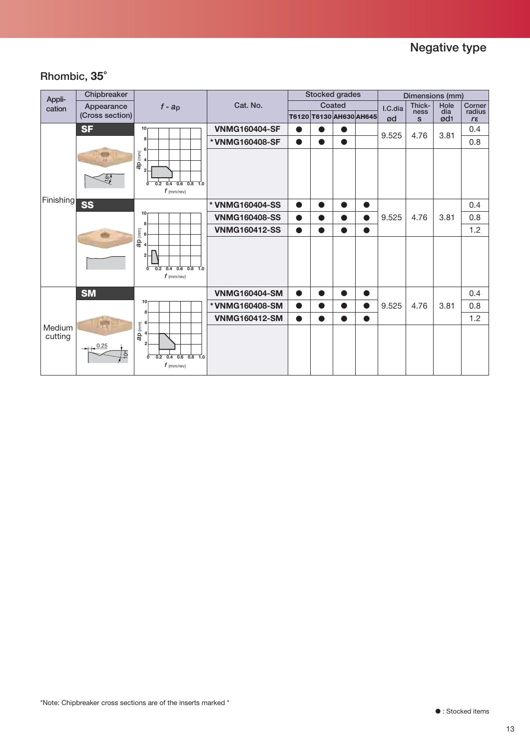## Negative type

### Rhombic, 35°

| Application | Chipbreaker | f - ap | Cat. No. | T6120 | T6130 | AH630 | AH645 | I.C.dia ød | Thickness s | Hole dia ød1 | Corner radius rε |
|---|---|---|---|---|---|---|---|---|---|---|---|
| Finishing | SF | | VNMG160404-SF | ● | ● | ● | | 9.525 | 4.76 | 3.81 | 0.4 |
| | | | *VNMG160408-SF | ● | ● | ● | | | | | 0.8 |
| | SS | | *VNMG160404-SS | ● | ● | ● | ● | 9.525 | 4.76 | 3.81 | 0.4 |
| | | | VNMG160408-SS | ● | ● | ● | ● | | | | 0.8 |
| | | | VNMG160412-SS | ● | ● | ● | ● | | | | 1.2 |
| Medium cutting | SM | | VNMG160404-SM | ● | ● | ● | ● | 9.525 | 4.76 | 3.81 | 0.4 |
| | | | *VNMG160408-SM | ● | ● | ● | ● | | | | 0.8 |
| | | | VNMG160412-SM | ● | ● | ● | ● | | | | 1.2 |

Stocked grades: Coated (T6120, T6130, AH630, AH645). Dimensions (mm).

*Note: Chipbreaker cross sections are of the inserts marked *

● : Stocked items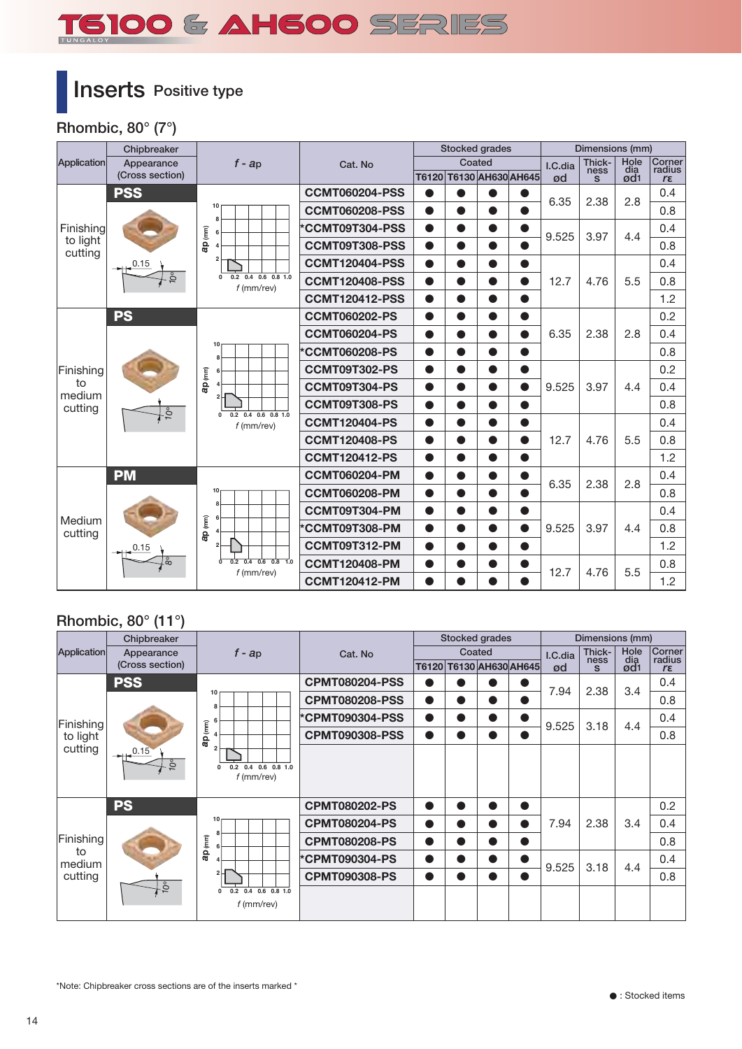# T6100 & AH600 SERIES

## Inserts Positive type

### Rhombic, 80° (7°)

| Application | Chipbreaker Appearance (Cross section) | f - ap | Cat. No | Stocked grades Coated T6120 | T6130 | AH630 | AH645 | I.C.dia ød | Thick-ness s | Hole dia ød1 | Corner radius rε |
|---|---|---|---|---|---|---|---|---|---|---|---|
| Finishing to light cutting | PSS | | CCMT060204-PSS | ● | ● | ● | ● | 6.35 | 2.38 | 2.8 | 0.4 |
| | | | CCMT060208-PSS | ● | ● | ● | ● | | | | 0.8 |
| | | | *CCMT09T304-PSS | ● | ● | ● | ● | 9.525 | 3.97 | 4.4 | 0.4 |
| | | | CCMT09T308-PSS | ● | ● | ● | ● | | | | 0.8 |
| | | | CCMT120404-PSS | ● | ● | ● | ● | 12.7 | 4.76 | 5.5 | 0.4 |
| | | | CCMT120408-PSS | ● | ● | ● | ● | | | | 0.8 |
| | | | CCMT120412-PSS | ● | ● | ● | ● | | | | 1.2 |
| Finishing to medium cutting | PS | | CCMT060202-PS | ● | ● | ● | ● | 6.35 | 2.38 | 2.8 | 0.2 |
| | | | CCMT060204-PS | ● | ● | ● | ● | | | | 0.4 |
| | | | *CCMT060208-PS | ● | ● | ● | ● | | | | 0.8 |
| | | | CCMT09T302-PS | ● | ● | ● | ● | 9.525 | 3.97 | 4.4 | 0.2 |
| | | | CCMT09T304-PS | ● | ● | ● | ● | | | | 0.4 |
| | | | CCMT09T308-PS | ● | ● | ● | ● | | | | 0.8 |
| | | | CCMT120404-PS | ● | ● | ● | ● | 12.7 | 4.76 | 5.5 | 0.4 |
| | | | CCMT120408-PS | ● | ● | ● | ● | | | | 0.8 |
| | | | CCMT120412-PS | ● | ● | ● | ● | | | | 1.2 |
| Medium cutting | PM | | CCMT060204-PM | ● | ● | ● | ● | 6.35 | 2.38 | 2.8 | 0.4 |
| | | | CCMT060208-PM | ● | ● | ● | ● | | | | 0.8 |
| | | | CCMT09T304-PM | ● | ● | ● | ● | 9.525 | 3.97 | 4.4 | 0.4 |
| | | | *CCMT09T308-PM | ● | ● | ● | ● | | | | 0.8 |
| | | | CCMT09T312-PM | ● | ● | ● | ● | | | | 1.2 |
| | | | CCMT120408-PM | ● | ● | ● | ● | 12.7 | 4.76 | 5.5 | 0.8 |
| | | | CCMT120412-PM | ● | ● | ● | ● | | | | 1.2 |

### Rhombic, 80° (11°)

| Application | Chipbreaker Appearance (Cross section) | f - ap | Cat. No | Stocked grades Coated T6120 | T6130 | AH630 | AH645 | I.C.dia ød | Thick-ness s | Hole dia ød1 | Corner radius rε |
|---|---|---|---|---|---|---|---|---|---|---|---|
| Finishing to light cutting | PSS | | CPMT080204-PSS | ● | ● | ● | ● | 7.94 | 2.38 | 3.4 | 0.4 |
| | | | CPMT080208-PSS | ● | ● | ● | ● | | | | 0.8 |
| | | | *CPMT090304-PSS | ● | ● | ● | ● | 9.525 | 3.18 | 4.4 | 0.4 |
| | | | CPMT090308-PSS | ● | ● | ● | ● | | | | 0.8 |
| Finishing to medium cutting | PS | | CPMT080202-PS | ● | ● | ● | ● | 7.94 | 2.38 | 3.4 | 0.2 |
| | | | CPMT080204-PS | ● | ● | ● | ● | | | | 0.4 |
| | | | CPMT080208-PS | ● | ● | ● | ● | | | | 0.8 |
| | | | *CPMT090304-PS | ● | ● | ● | ● | 9.525 | 3.18 | 4.4 | 0.4 |
| | | | CPMT090308-PS | ● | ● | ● | ● | | | | 0.8 |

*Note: Chipbreaker cross sections are of the inserts marked *

● : Stocked items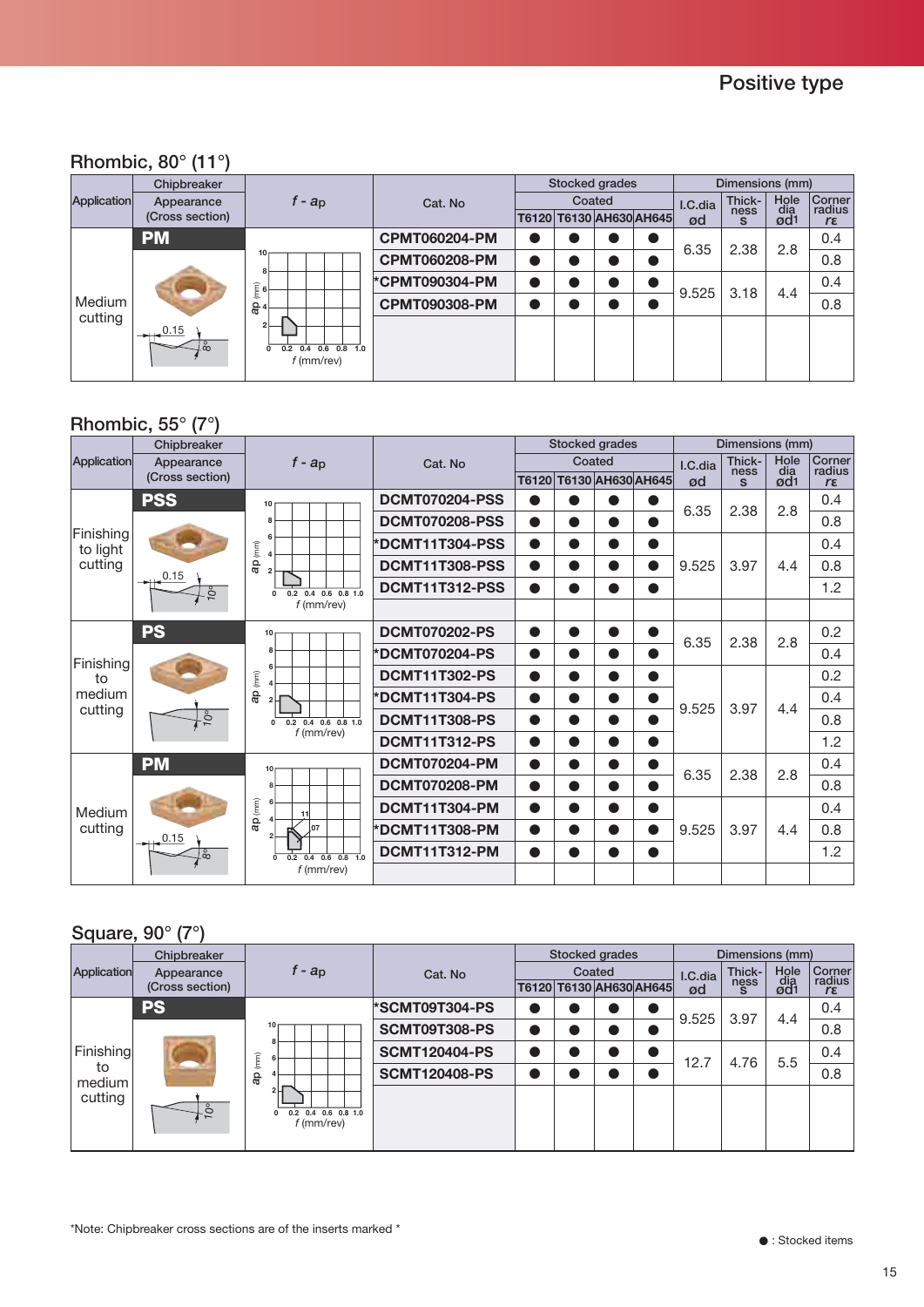## Positive type

### Rhombic, 80° (11°)

| Application | Chipbreaker Appearance (Cross section) | f - ap | Cat. No | Stocked grades Coated T6120 | T6130 | AH630 | AH645 | Dimensions (mm) I.C.dia ød | Thickness s | Hole dia ød1 | Corner radius rε |
|---|---|---|---|---|---|---|---|---|---|---|---|
| Medium cutting | PM | | CPMT060204-PM | ● | ● | ● | ● | 6.35 | 2.38 | 2.8 | 0.4 |
| | | | CPMT060208-PM | ● | ● | ● | ● | | | | 0.8 |
| | | | *CPMT090304-PM | ● | ● | ● | ● | 9.525 | 3.18 | 4.4 | 0.4 |
| | | | CPMT090308-PM | ● | ● | ● | ● | | | | 0.8 |

### Rhombic, 55° (7°)

| Application | Chipbreaker Appearance (Cross section) | f - ap | Cat. No | Stocked grades Coated T6120 | T6130 | AH630 | AH645 | Dimensions (mm) I.C.dia ød | Thickness s | Hole dia ød1 | Corner radius rε |
|---|---|---|---|---|---|---|---|---|---|---|---|
| Finishing to light cutting | PSS | | DCMT070204-PSS | ● | ● | ● | ● | 6.35 | 2.38 | 2.8 | 0.4 |
| | | | DCMT070208-PSS | ● | ● | ● | ● | | | | 0.8 |
| | | | *DCMT11T304-PSS | ● | ● | ● | ● | 9.525 | 3.97 | 4.4 | 0.4 |
| | | | DCMT11T308-PSS | ● | ● | ● | ● | | | | 0.8 |
| | | | DCMT11T312-PSS | ● | ● | ● | ● | | | | 1.2 |
| Finishing to medium cutting | PS | | DCMT070202-PS | ● | ● | ● | ● | 6.35 | 2.38 | 2.8 | 0.2 |
| | | | *DCMT070204-PS | ● | ● | ● | ● | | | | 0.4 |
| | | | DCMT11T302-PS | ● | ● | ● | ● | 9.525 | 3.97 | 4.4 | 0.2 |
| | | | *DCMT11T304-PS | ● | ● | ● | ● | | | | 0.4 |
| | | | DCMT11T308-PS | ● | ● | ● | ● | | | | 0.8 |
| | | | DCMT11T312-PS | ● | ● | ● | ● | | | | 1.2 |
| Medium cutting | PM | | DCMT070204-PM | ● | ● | ● | ● | 6.35 | 2.38 | 2.8 | 0.4 |
| | | | DCMT070208-PM | ● | ● | ● | ● | | | | 0.8 |
| | | | DCMT11T304-PM | ● | ● | ● | ● | 9.525 | 3.97 | 4.4 | 0.4 |
| | | | *DCMT11T308-PM | ● | ● | ● | ● | | | | 0.8 |
| | | | DCMT11T312-PM | ● | ● | ● | ● | | | | 1.2 |

### Square, 90° (7°)

| Application | Chipbreaker Appearance (Cross section) | f - ap | Cat. No | Stocked grades Coated T6120 | T6130 | AH630 | AH645 | Dimensions (mm) I.C.dia ød | Thickness s | Hole dia ød1 | Corner radius rε |
|---|---|---|---|---|---|---|---|---|---|---|---|
| Finishing to medium cutting | PS | | *SCMT09T304-PS | ● | ● | ● | ● | 9.525 | 3.97 | 4.4 | 0.4 |
| | | | SCMT09T308-PS | ● | ● | ● | ● | | | | 0.8 |
| | | | SCMT120404-PS | ● | ● | ● | ● | 12.7 | 4.76 | 5.5 | 0.4 |
| | | | SCMT120408-PS | ● | ● | ● | ● | | | | 0.8 |

*Note: Chipbreaker cross sections are of the inserts marked *

● : Stocked items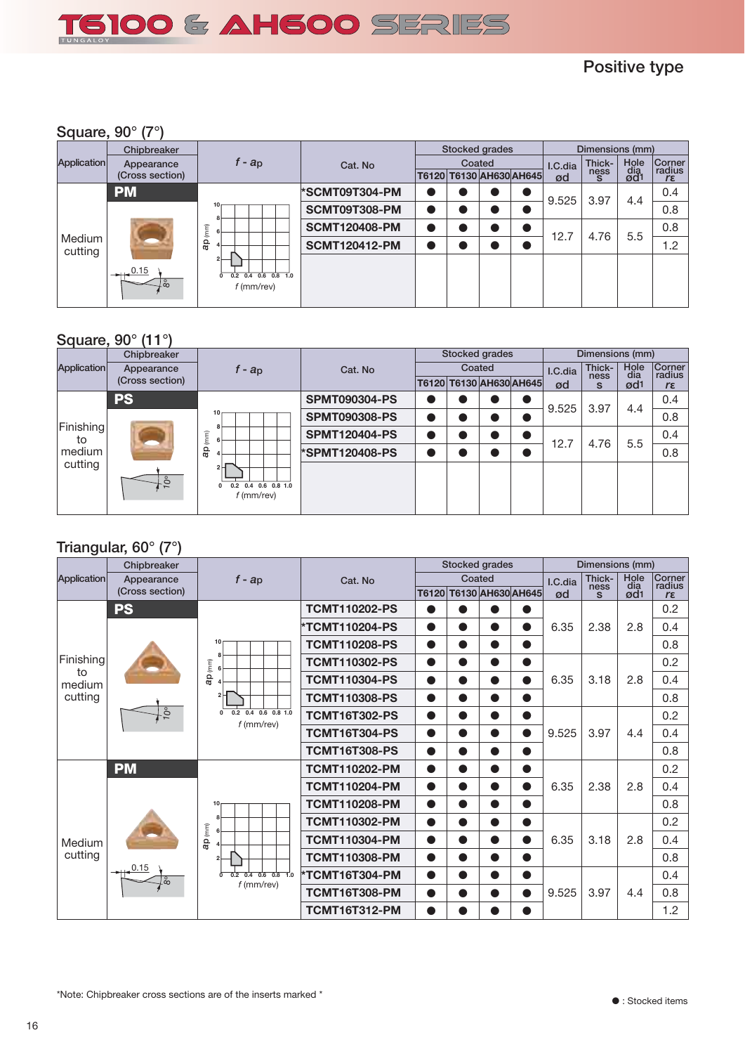# T6100 & AH600 SERIES

Positive type

## Square, 90° (7°)

| Application | Chipbreaker Appearance (Cross section) | f - ap | Cat. No | Stocked grades Coated T6120 | T6130 | AH630 | AH645 | I.C.dia ød | Thickness s | Hole dia ød1 | Corner radius rε |
|---|---|---|---|---|---|---|---|---|---|---|---|
| Medium cutting | PM | | *SCMT09T304-PM | ● | ● | ● | ● | 9.525 | 3.97 | 4.4 | 0.4 |
| | | | SCMT09T308-PM | ● | ● | ● | ● | | | | 0.8 |
| | | | SCMT120408-PM | ● | ● | ● | ● | 12.7 | 4.76 | 5.5 | 0.8 |
| | | | SCMT120412-PM | ● | ● | ● | ● | | | | 1.2 |

## Square, 90° (11°)

| Application | Chipbreaker Appearance (Cross section) | f - ap | Cat. No | Stocked grades Coated T6120 | T6130 | AH630 | AH645 | I.C.dia ød | Thickness s | Hole dia ød1 | Corner radius rε |
|---|---|---|---|---|---|---|---|---|---|---|---|
| Finishing to medium cutting | PS | | SPMT090304-PS | ● | ● | ● | ● | 9.525 | 3.97 | 4.4 | 0.4 |
| | | | SPMT090308-PS | ● | ● | ● | ● | | | | 0.8 |
| | | | SPMT120404-PS | ● | ● | ● | ● | 12.7 | 4.76 | 5.5 | 0.4 |
| | | | *SPMT120408-PS | ● | ● | ● | ● | | | | 0.8 |

## Triangular, 60° (7°)

| Application | Chipbreaker Appearance (Cross section) | f - ap | Cat. No | Stocked grades Coated T6120 | T6130 | AH630 | AH645 | I.C.dia ød | Thickness s | Hole dia ød1 | Corner radius rε |
|---|---|---|---|---|---|---|---|---|---|---|---|
| Finishing to medium cutting | PS | | TCMT110202-PS | ● | ● | ● | ● | 6.35 | 2.38 | 2.8 | 0.2 |
| | | | *TCMT110204-PS | ● | ● | ● | ● | | | | 0.4 |
| | | | TCMT110208-PS | ● | ● | ● | ● | | | | 0.8 |
| | | | TCMT110302-PS | ● | ● | ● | ● | 6.35 | 3.18 | 2.8 | 0.2 |
| | | | TCMT110304-PS | ● | ● | ● | ● | | | | 0.4 |
| | | | TCMT110308-PS | ● | ● | ● | ● | | | | 0.8 |
| | | | TCMT16T302-PS | ● | ● | ● | ● | 9.525 | 3.97 | 4.4 | 0.2 |
| | | | TCMT16T304-PS | ● | ● | ● | ● | | | | 0.4 |
| | | | TCMT16T308-PS | ● | ● | ● | ● | | | | 0.8 |
| Medium cutting | PM | | TCMT110202-PM | ● | ● | ● | ● | 6.35 | 2.38 | 2.8 | 0.2 |
| | | | TCMT110204-PM | ● | ● | ● | ● | | | | 0.4 |
| | | | TCMT110208-PM | ● | ● | ● | ● | | | | 0.8 |
| | | | TCMT110302-PM | ● | ● | ● | ● | 6.35 | 3.18 | 2.8 | 0.2 |
| | | | TCMT110304-PM | ● | ● | ● | ● | | | | 0.4 |
| | | | TCMT110308-PM | ● | ● | ● | ● | | | | 0.8 |
| | | | *TCMT16T304-PM | ● | ● | ● | ● | 9.525 | 3.97 | 4.4 | 0.4 |
| | | | TCMT16T308-PM | ● | ● | ● | ● | | | | 0.8 |
| | | | TCMT16T312-PM | ● | ● | ● | ● | | | | 1.2 |

*Note: Chipbreaker cross sections are of the inserts marked *

● : Stocked items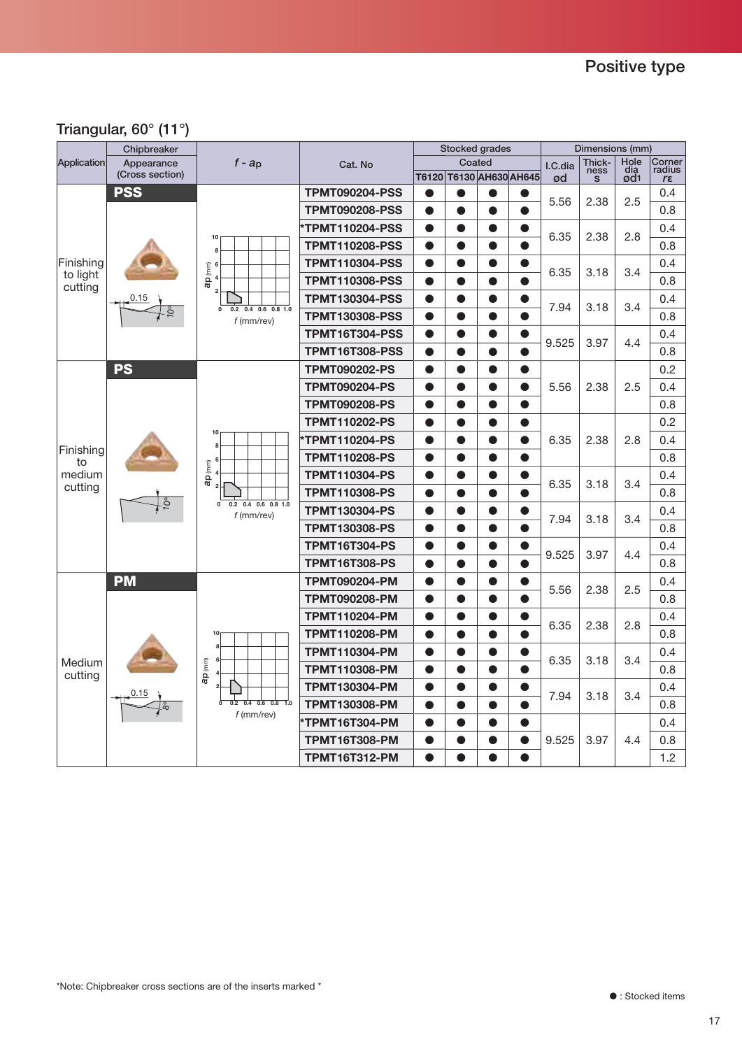Positive type

## Triangular, 60° (11°)

| Application | Chipbreaker Appearance (Cross section) | f - ap | Cat. No | Stocked grades Coated T6120 | T6130 | AH630 | AH645 | I.C.dia ød | Thickness S | Hole dia ød1 | Corner radius rε |
|---|---|---|---|---|---|---|---|---|---|---|---|
| Finishing to light cutting | PSS | | TPMT090204-PSS | ● | ● | ● | ● | 5.56 | 2.38 | 2.5 | 0.4 |
| | | | TPMT090208-PSS | ● | ● | ● | ● | | | | 0.8 |
| | | | *TPMT110204-PSS | ● | ● | ● | ● | 6.35 | 2.38 | 2.8 | 0.4 |
| | | | TPMT110208-PSS | ● | ● | ● | ● | | | | 0.8 |
| | | | TPMT110304-PSS | ● | ● | ● | ● | 6.35 | 3.18 | 3.4 | 0.4 |
| | | | TPMT110308-PSS | ● | ● | ● | ● | | | | 0.8 |
| | | | TPMT130304-PSS | ● | ● | ● | ● | 7.94 | 3.18 | 3.4 | 0.4 |
| | | | TPMT130308-PSS | ● | ● | ● | ● | | | | 0.8 |
| | | | TPMT16T304-PSS | ● | ● | ● | ● | 9.525 | 3.97 | 4.4 | 0.4 |
| | | | TPMT16T308-PSS | ● | ● | ● | ● | | | | 0.8 |
| Finishing to medium cutting | PS | | TPMT090202-PS | ● | ● | ● | ● | 5.56 | 2.38 | 2.5 | 0.2 |
| | | | TPMT090204-PS | ● | ● | ● | ● | | | | 0.4 |
| | | | TPMT090208-PS | ● | ● | ● | ● | | | | 0.8 |
| | | | TPMT110202-PS | ● | ● | ● | ● | 6.35 | 2.38 | 2.8 | 0.2 |
| | | | *TPMT110204-PS | ● | ● | ● | ● | | | | 0.4 |
| | | | TPMT110208-PS | ● | ● | ● | ● | | | | 0.8 |
| | | | TPMT110304-PS | ● | ● | ● | ● | 6.35 | 3.18 | 3.4 | 0.4 |
| | | | TPMT110308-PS | ● | ● | ● | ● | | | | 0.8 |
| | | | TPMT130304-PS | ● | ● | ● | ● | 7.94 | 3.18 | 3.4 | 0.4 |
| | | | TPMT130308-PS | ● | ● | ● | ● | | | | 0.8 |
| | | | TPMT16T304-PS | ● | ● | ● | ● | 9.525 | 3.97 | 4.4 | 0.4 |
| | | | TPMT16T308-PS | ● | ● | ● | ● | | | | 0.8 |
| Medium cutting | PM | | TPMT090204-PM | ● | ● | ● | ● | 5.56 | 2.38 | 2.5 | 0.4 |
| | | | TPMT090208-PM | ● | ● | ● | ● | | | | 0.8 |
| | | | TPMT110204-PM | ● | ● | ● | ● | 6.35 | 2.38 | 2.8 | 0.4 |
| | | | TPMT110208-PM | ● | ● | ● | ● | | | | 0.8 |
| | | | TPMT110304-PM | ● | ● | ● | ● | 6.35 | 3.18 | 3.4 | 0.4 |
| | | | TPMT110308-PM | ● | ● | ● | ● | | | | 0.8 |
| | | | TPMT130304-PM | ● | ● | ● | ● | 7.94 | 3.18 | 3.4 | 0.4 |
| | | | TPMT130308-PM | ● | ● | ● | ● | | | | 0.8 |
| | | | *TPMT16T304-PM | ● | ● | ● | ● | 9.525 | 3.97 | 4.4 | 0.4 |
| | | | TPMT16T308-PM | ● | ● | ● | ● | | | | 0.8 |
| | | | TPMT16T312-PM | ● | ● | ● | ● | | | | 1.2 |

*Note: Chipbreaker cross sections are of the inserts marked *

● : Stocked items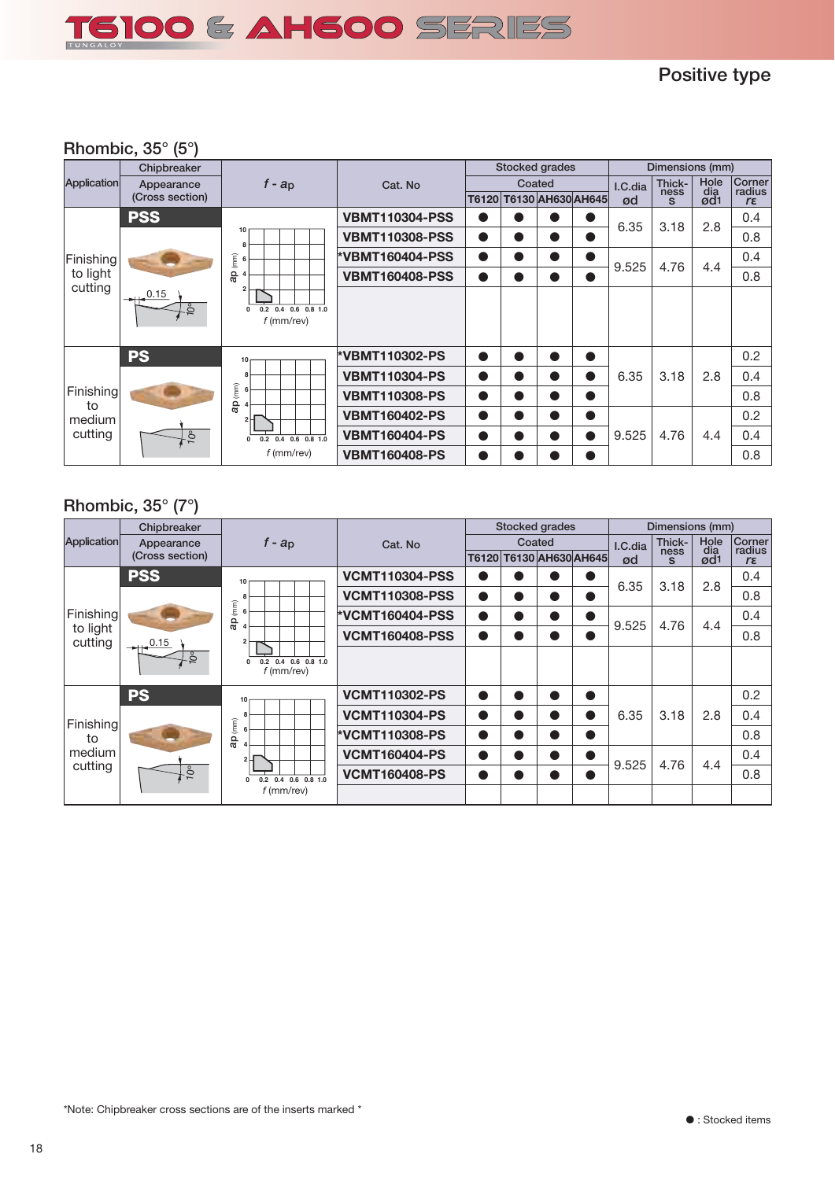# T6100 & AH600 SERIES

Positive type

## Rhombic, 35° (5°)

| Application | Chipbreaker Appearance (Cross section) | f - ap | Cat. No | T6120 | T6130 | AH630 | AH645 | I.C.dia ød | Thick-ness s | Hole dia ød1 | Corner radius rε |
|---|---|---|---|---|---|---|---|---|---|---|---|
| Finishing to light cutting | PSS | | VBMT110304-PSS | ● | ● | ● | ● | 6.35 | 3.18 | 2.8 | 0.4 |
| | | | VBMT110308-PSS | ● | ● | ● | ● | | | | 0.8 |
| | | | *VBMT160404-PSS | ● | ● | ● | ● | 9.525 | 4.76 | 4.4 | 0.4 |
| | | | VBMT160408-PSS | ● | ● | ● | ● | | | | 0.8 |
| Finishing to medium cutting | PS | | *VBMT110302-PS | ● | ● | ● | ● | 6.35 | 3.18 | 2.8 | 0.2 |
| | | | VBMT110304-PS | ● | ● | ● | ● | | | | 0.4 |
| | | | VBMT110308-PS | ● | ● | ● | ● | | | | 0.8 |
| | | | VBMT160402-PS | ● | ● | ● | ● | 9.525 | 4.76 | 4.4 | 0.2 |
| | | | VBMT160404-PS | ● | ● | ● | ● | | | | 0.4 |
| | | | VBMT160408-PS | ● | ● | ● | ● | | | | 0.8 |

## Rhombic, 35° (7°)

| Application | Chipbreaker Appearance (Cross section) | f - ap | Cat. No | T6120 | T6130 | AH630 | AH645 | I.C.dia ød | Thick-ness s | Hole dia ød1 | Corner radius rε |
|---|---|---|---|---|---|---|---|---|---|---|---|
| Finishing to light cutting | PSS | | VCMT110304-PSS | ● | ● | ● | ● | 6.35 | 3.18 | 2.8 | 0.4 |
| | | | VCMT110308-PSS | ● | ● | ● | ● | | | | 0.8 |
| | | | *VCMT160404-PSS | ● | ● | ● | ● | 9.525 | 4.76 | 4.4 | 0.4 |
| | | | VCMT160408-PSS | ● | ● | ● | ● | | | | 0.8 |
| Finishing to medium cutting | PS | | VCMT110302-PS | ● | ● | ● | ● | 6.35 | 3.18 | 2.8 | 0.2 |
| | | | VCMT110304-PS | ● | ● | ● | ● | | | | 0.4 |
| | | | *VCMT110308-PS | ● | ● | ● | ● | | | | 0.8 |
| | | | VCMT160404-PS | ● | ● | ● | ● | 9.525 | 4.76 | 4.4 | 0.4 |
| | | | VCMT160408-PS | ● | ● | ● | ● | | | | 0.8 |

Stocked grades: Coated. Dimensions (mm).

*Note: Chipbreaker cross sections are of the inserts marked *

● : Stocked items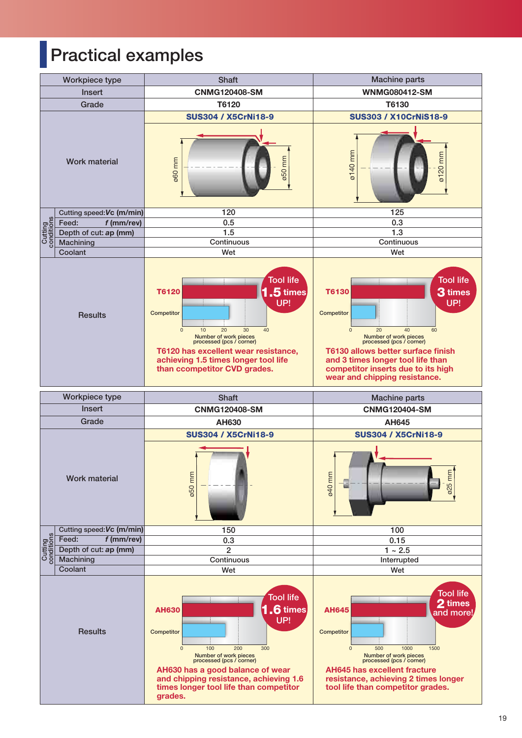# Practical examples

| Workpiece type | | Shaft | Machine parts |
|---|---|---|---|
| Insert | | CNMG120408-SM | WNMG080412-SM |
| Grade | | T6120 | T6130 |
| Work material | | SUS304 / X5CrNi18-9 (ø60 mm, ø50 mm) | SUS303 / X10CrNiS18-9 (ø140 mm, ø120 mm) |
| Cutting conditions | Cutting speed: *Vc* (m/min) | 120 | 125 |
| | Feed: *f* (mm/rev) | 0.5 | 0.3 |
| | Depth of cut: *ap* (mm) | 1.5 | 1.3 |
| | Machining | Continuous | Continuous |
| | Coolant | Wet | Wet |
| Results | | Tool life 1.5 times UP! (T6120 vs Competitor; Number of work pieces processed (pcs / corner)) **T6120 has excellent wear resistance, achieving 1.5 times longer tool life than ccompetitor CVD grades.** | Tool life 3 times UP! (T6130 vs Competitor; Number of work pieces processed (pcs / corner)) **T6130 allows better surface finish and 3 times longer tool life than competitor inserts due to its high wear and chipping resistance.** |

| Workpiece type | | Shaft | Machine parts |
|---|---|---|---|
| Insert | | CNMG120408-SM | CNMG120404-SM |
| Grade | | AH630 | AH645 |
| Work material | | SUS304 / X5CrNi18-9 (ø50 mm) | SUS304 / X5CrNi18-9 (ø40 mm, ø25 mm) |
| Cutting conditions | Cutting speed: *Vc* (m/min) | 150 | 100 |
| | Feed: *f* (mm/rev) | 0.3 | 0.15 |
| | Depth of cut: *ap* (mm) | 2 | 1 ~ 2.5 |
| | Machining | Continuous | Interrupted |
| | Coolant | Wet | Wet |
| Results | | Tool life 1.6 times UP! (AH630 vs Competitor; Number of work pieces processed (pcs / corner)) **AH630 has a good balance of wear and chipping resistance, achieving 1.6 times longer tool life than competitor grades.** | Tool life 2 times and more! (AH645 vs Competitor; Number of work pieces processed (pcs / corner)) **AH645 has excellent fracture resistance, achieving 2 times longer tool life than competitor grades.** |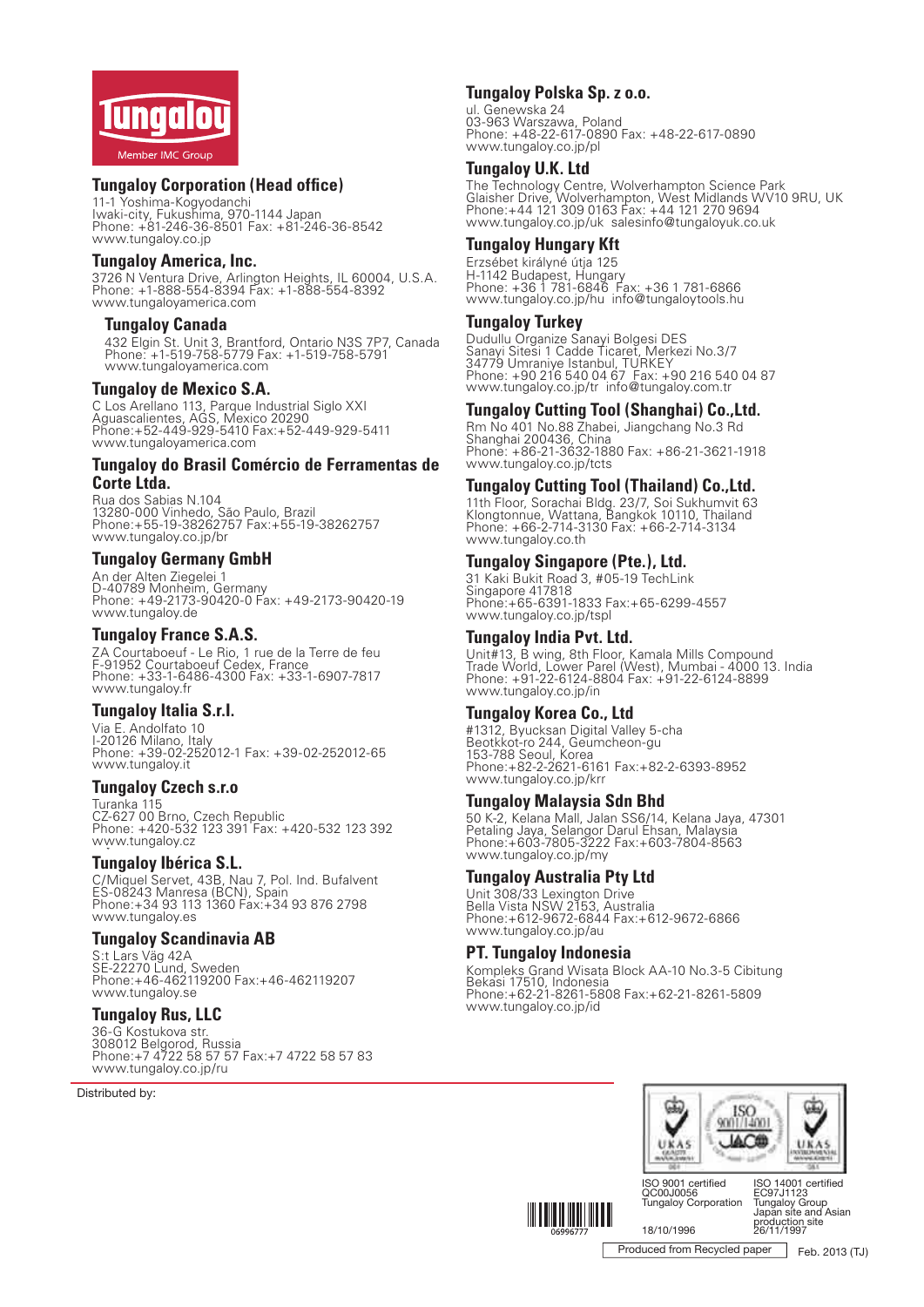Tungaloy

Member IMC Group

## Tungaloy Corporation (Head office)

11-1 Yoshima-Kogyodanchi
Iwaki-city, Fukushima, 970-1144 Japan
Phone: +81-246-36-8501 Fax: +81-246-36-8542
www.tungaloy.co.jp

## Tungaloy America, Inc.

3726 N Ventura Drive, Arlington Heights, IL 60004, U.S.A.
Phone: +1-888-554-8394 Fax: +1-888-554-8392
www.tungaloyamerica.com

### Tungaloy Canada

432 Elgin St. Unit 3, Brantford, Ontario N3S 7P7, Canada
Phone: +1-519-758-5779 Fax: +1-519-758-5791
www.tungaloyamerica.com

## Tungaloy de Mexico S.A.

C Los Arellano 113, Parque Industrial Siglo XXI
Aguascalientes, AGS, Mexico 20290
Phone:+52-449-929-5410 Fax:+52-449-929-5411
www.tungaloyamerica.com

## Tungaloy do Brasil Comércio de Ferramentas de Corte Ltda.

Rua dos Sabias N.104
13280-000 Vinhedo, São Paulo, Brazil
Phone:+55-19-38262757 Fax:+55-19-38262757
www.tungaloy.co.jp/br

## Tungaloy Germany GmbH

An der Alten Ziegelei 1
D-40789 Monheim, Germany
Phone: +49-2173-90420-0 Fax: +49-2173-90420-19
www.tungaloy.de

## Tungaloy France S.A.S.

ZA Courtaboeuf - Le Rio, 1 rue de la Terre de feu
F-91952 Courtaboeuf Cedex, France
Phone: +33-1-6486-4300 Fax: +33-1-6907-7817
www.tungaloy.fr

## Tungaloy Italia S.r.l.

Via E. Andolfato 10
I-20126 Milano, Italy
Phone: +39-02-252012-1 Fax: +39-02-252012-65
www.tungaloy.it

## Tungaloy Czech s.r.o

Turanka 115
CZ-627 00 Brno, Czech Republic
Phone: +420-532 123 391 Fax: +420-532 123 392
www.tungaloy.cz

## Tungaloy Ibérica S.L.

C/Miquel Servet, 43B, Nau 7, Pol. Ind. Bufalvent
ES-08243 Manresa (BCN), Spain
Phone:+34 93 113 1360 Fax:+34 93 876 2798
www.tungaloy.es

## Tungaloy Scandinavia AB

S:t Lars Väg 42A
SE-22270 Lund, Sweden
Phone:+46-462119200 Fax:+46-462119207
www.tungaloy.se

## Tungaloy Rus, LLC

36-G Kostukova str.
308012 Belgorod, Russia
Phone:+7 4722 58 57 57 Fax:+7 4722 58 57 83
www.tungaloy.co.jp/ru

## Tungaloy Polska Sp. z o.o.

ul. Genewska 24
03-963 Warszawa, Poland
Phone: +48-22-617-0890 Fax: +48-22-617-0890
www.tungaloy.co.jp/pl

## Tungaloy U.K. Ltd

The Technology Centre, Wolverhampton Science Park
Glaisher Drive, Wolverhampton, West Midlands WV10 9RU, UK
Phone:+44 121 309 0163 Fax: +44 121 270 9694
www.tungaloy.co.jp/uk salesinfo@tungaloyuk.co.uk

## Tungaloy Hungary Kft

Erzsébet királyné útja 125
H-1142 Budapest, Hungary
Phone: +36 1 781-6846 Fax: +36 1 781-6866
www.tungaloy.co.jp/hu info@tungaloytools.hu

## Tungaloy Turkey

Dudullu Organize Sanayi Bolgesi DES
Sanayi Sitesi 1 Cadde Ticaret, Merkezi No.3/7
34779 Umraniye Istanbul, TURKEY
Phone: +90 216 540 04 67 Fax: +90 216 540 04 87
www.tungaloy.co.jp/tr info@tungaloy.com.tr

## Tungaloy Cutting Tool (Shanghai) Co.,Ltd.

Rm No 401 No.88 Zhabei, Jiangchang No.3 Rd
Shanghai 200436, China
Phone: +86-21-3632-1880 Fax: +86-21-3621-1918
www.tungaloy.co.jp/tcts

## Tungaloy Cutting Tool (Thailand) Co.,Ltd.

11th Floor, Sorachai Bldg. 23/7, Soi Sukhumvit 63
Klongtonnue, Wattana, Bangkok 10110, Thailand
Phone: +66-2-714-3130 Fax: +66-2-714-3134
www.tungaloy.co.th

## Tungaloy Singapore (Pte.), Ltd.

31 Kaki Bukit Road 3, #05-19 TechLink
Singapore 417818
Phone:+65-6391-1833 Fax:+65-6299-4557
www.tungaloy.co.jp/tspl

## Tungaloy India Pvt. Ltd.

Unit#13, B wing, 8th Floor, Kamala Mills Compound
Trade World, Lower Parel (West), Mumbai - 4000 13. India
Phone: +91-22-6124-8804 Fax: +91-22-6124-8899
www.tungaloy.co.jp/in

## Tungaloy Korea Co., Ltd

#1312, Byucksan Digital Valley 5-cha
Beotkkot-ro 244, Geumcheon-gu
153-788 Seoul, Korea
Phone:+82-2-2621-6161 Fax:+82-2-6393-8952
www.tungaloy.co.jp/krr

## Tungaloy Malaysia Sdn Bhd

50 K-2, Kelana Mall, Jalan SS6/14, Kelana Jaya, 47301
Petaling Jaya, Selangor Darul Ehsan, Malaysia
Phone:+603-7805-3222 Fax:+603-7804-8563
www.tungaloy.co.jp/my

## Tungaloy Australia Pty Ltd

Unit 308/33 Lexington Drive
Bella Vista NSW 2153, Australia
Phone:+612-9672-6844 Fax:+612-9672-6866
www.tungaloy.co.jp/au

## PT. Tungaloy Indonesia

Kompleks Grand Wisata Block AA-10 No.3-5 Cibitung
Bekasi 17510, Indonesia
Phone:+62-21-8261-5808 Fax:+62-21-8261-5809
www.tungaloy.co.jp/id

Distributed by:

06996777

ISO 9001 certified
QC00J0056
Tungaloy Corporation
18/10/1996

ISO 14001 certified
EC97J1123
Tungaloy Group
Japan site and Asian production site
26/11/1997

Produced from Recycled paper

Feb. 2013 (TJ)